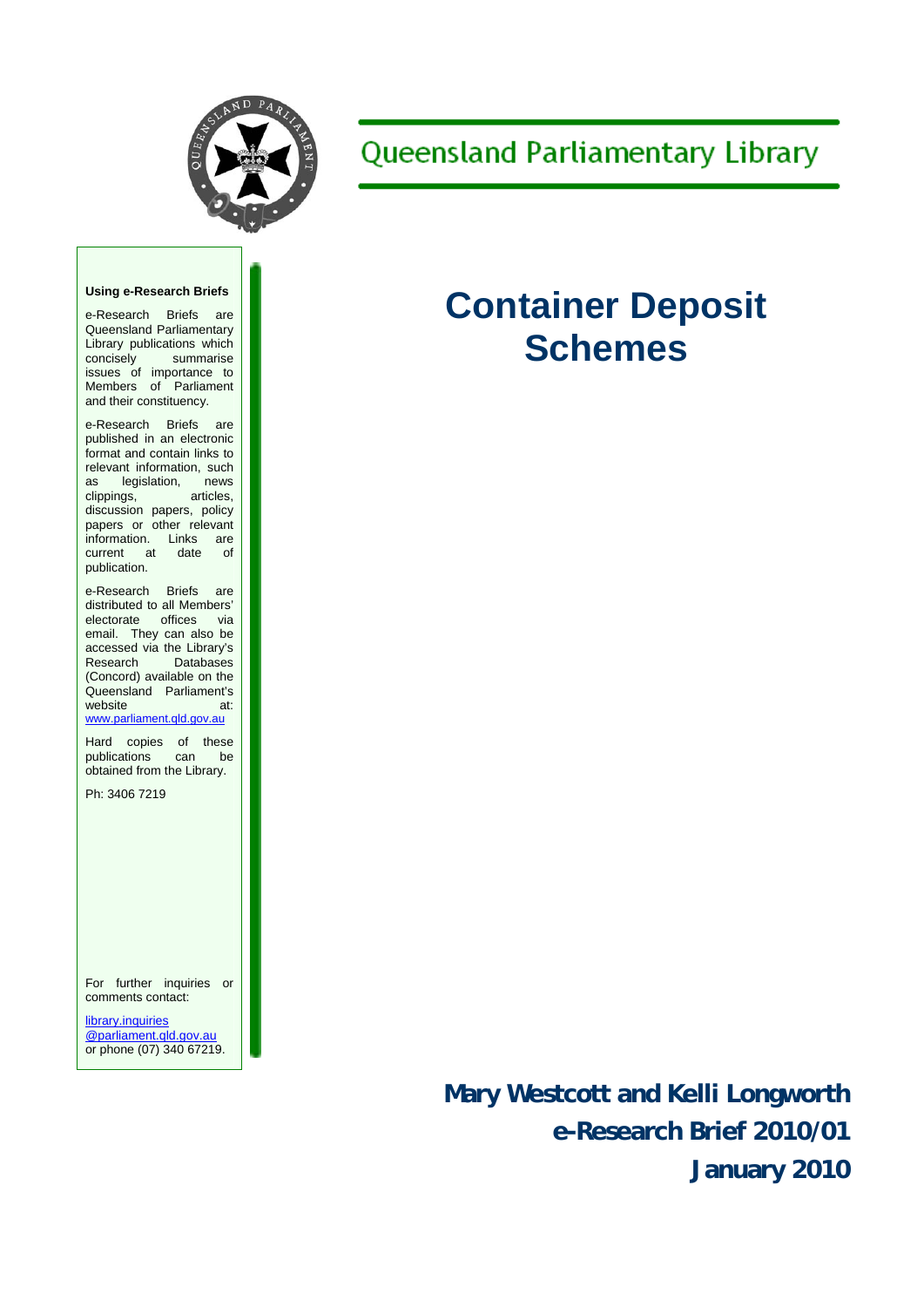Queensland Parliamentary Library

# Container Deposit Schemes

**Using e-Research Briefs**

e-Research Briefs are Queensland Parliamentary Library publications which concisely summarise issues of importance to Members of Parliament and their constituency.

e-Research Briefs are published in an electronic format and contain links to relevant information, such as legislation, news clippings, articles, discussion papers, policy papers or other relevant information. Links are current at date of publication.

e-Research Briefs are distributed to all Members' electorate offices via email. They can also be accessed via the Library's Research Databases (Concord) available on the Queensland Parliament's website at: www.parliament.qld.gov.au

Hard copies of these publications can be obtained from the Library.

Ph: 3406 7219

For further inquiries or comments contact:

library.inquiries@parliament.qld.gov.au or phone (07) 340 67219.

**Mary Westcott and Kelli Longworth**

**e-Research Brief 2010/01**

**January 2010**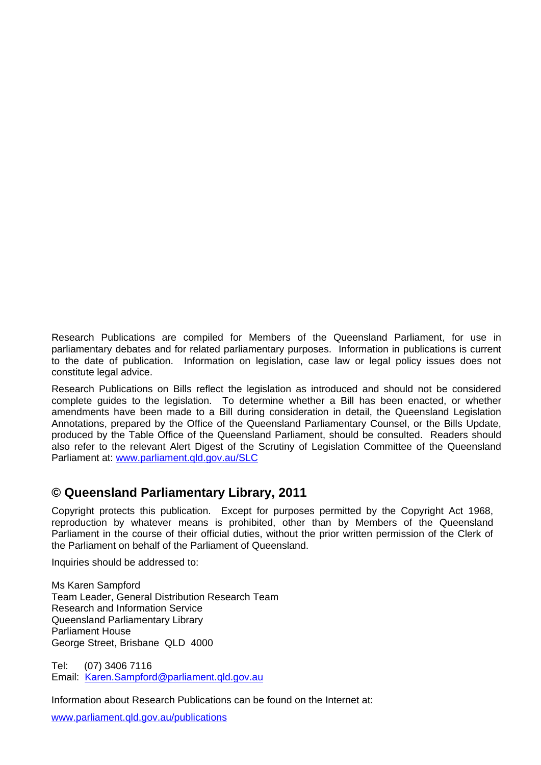Research Publications are compiled for Members of the Queensland Parliament, for use in parliamentary debates and for related parliamentary purposes. Information in publications is current to the date of publication. Information on legislation, case law or legal policy issues does not constitute legal advice.

Research Publications on Bills reflect the legislation as introduced and should not be considered complete guides to the legislation. To determine whether a Bill has been enacted, or whether amendments have been made to a Bill during consideration in detail, the Queensland Legislation Annotations, prepared by the Office of the Queensland Parliamentary Counsel, or the Bills Update, produced by the Table Office of the Queensland Parliament, should be consulted. Readers should also refer to the relevant Alert Digest of the Scrutiny of Legislation Committee of the Queensland Parliament at: [www.parliament.qld.gov.au/SLC](http://www.parliament.qld.gov.au/SLC)

## © Queensland Parliamentary Library, 2011

Copyright protects this publication. Except for purposes permitted by the Copyright Act 1968, reproduction by whatever means is prohibited, other than by Members of the Queensland Parliament in the course of their official duties, without the prior written permission of the Clerk of the Parliament on behalf of the Parliament of Queensland.

Inquiries should be addressed to:

Ms Karen Sampford  
Team Leader, General Distribution Research Team  
Research and Information Service  
Queensland Parliamentary Library  
Parliament House  
George Street, Brisbane QLD 4000

Tel: (07) 3406 7116  
Email: [Karen.Sampford@parliament.qld.gov.au](mailto:Karen.Sampford@parliament.qld.gov.au)

Information about Research Publications can be found on the Internet at:

[www.parliament.qld.gov.au/publications](http://www.parliament.qld.gov.au/publications)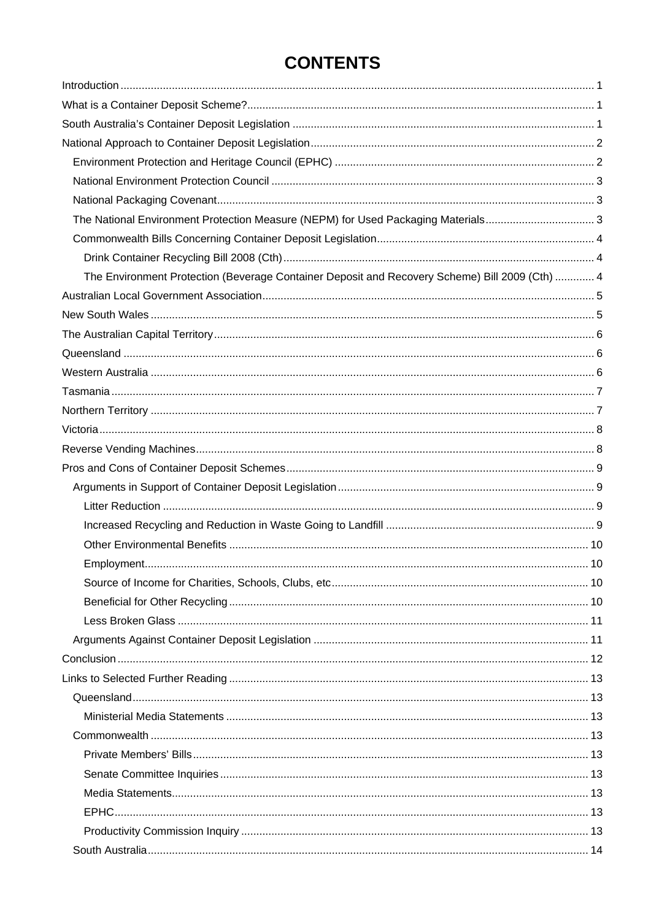# CONTENTS

Introduction ........ 1
What is a Container Deposit Scheme? ........ 1
South Australia's Container Deposit Legislation ........ 1
National Approach to Container Deposit Legislation ........ 2
- Environment Protection and Heritage Council (EPHC) ........ 2
- National Environment Protection Council ........ 3
- National Packaging Covenant ........ 3
- The National Environment Protection Measure (NEPM) for Used Packaging Materials ........ 3
- Commonwealth Bills Concerning Container Deposit Legislation ........ 4
  - Drink Container Recycling Bill 2008 (Cth) ........ 4
  - The Environment Protection (Beverage Container Deposit and Recovery Scheme) Bill 2009 (Cth) ........ 4

Australian Local Government Association ........ 5
New South Wales ........ 5
The Australian Capital Territory ........ 6
Queensland ........ 6
Western Australia ........ 6
Tasmania ........ 7
Northern Territory ........ 7
Victoria ........ 8
Reverse Vending Machines ........ 8
Pros and Cons of Container Deposit Schemes ........ 9
- Arguments in Support of Container Deposit Legislation ........ 9
  - Litter Reduction ........ 9
  - Increased Recycling and Reduction in Waste Going to Landfill ........ 9
  - Other Environmental Benefits ........ 10
  - Employment ........ 10
  - Source of Income for Charities, Schools, Clubs, etc ........ 10
  - Beneficial for Other Recycling ........ 10
  - Less Broken Glass ........ 11
- Arguments Against Container Deposit Legislation ........ 11

Conclusion ........ 12
Links to Selected Further Reading ........ 13
- Queensland ........ 13
  - Ministerial Media Statements ........ 13
- Commonwealth ........ 13
  - Private Members' Bills ........ 13
  - Senate Committee Inquiries ........ 13
  - Media Statements ........ 13
  - EPHC ........ 13
  - Productivity Commission Inquiry ........ 13
- South Australia ........ 14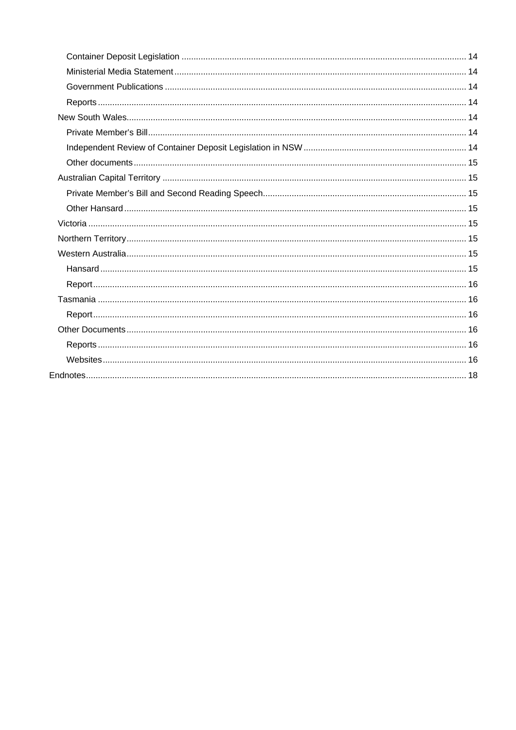Container Deposit Legislation ..................................................................................................................... 14

Ministerial Media Statement ........................................................................................................................ 14

Government Publications ............................................................................................................................ 14

Reports ........................................................................................................................................................ 14

New South Wales ............................................................................................................................................ 14

Private Member's Bill ................................................................................................................................... 14

Independent Review of Container Deposit Legislation in NSW ................................................................... 14

Other documents ......................................................................................................................................... 15

Australian Capital Territory ............................................................................................................................. 15

Private Member's Bill and Second Reading Speech .................................................................................... 15

Other Hansard ............................................................................................................................................. 15

Victoria ............................................................................................................................................................ 15

Northern Territory ............................................................................................................................................ 15

Western Australia ............................................................................................................................................ 15

Hansard ....................................................................................................................................................... 15

Report .......................................................................................................................................................... 16

Tasmania ........................................................................................................................................................ 16

Report .......................................................................................................................................................... 16

Other Documents ............................................................................................................................................ 16

Reports ........................................................................................................................................................ 16

Websites ...................................................................................................................................................... 16

Endnotes ............................................................................................................................................................ 18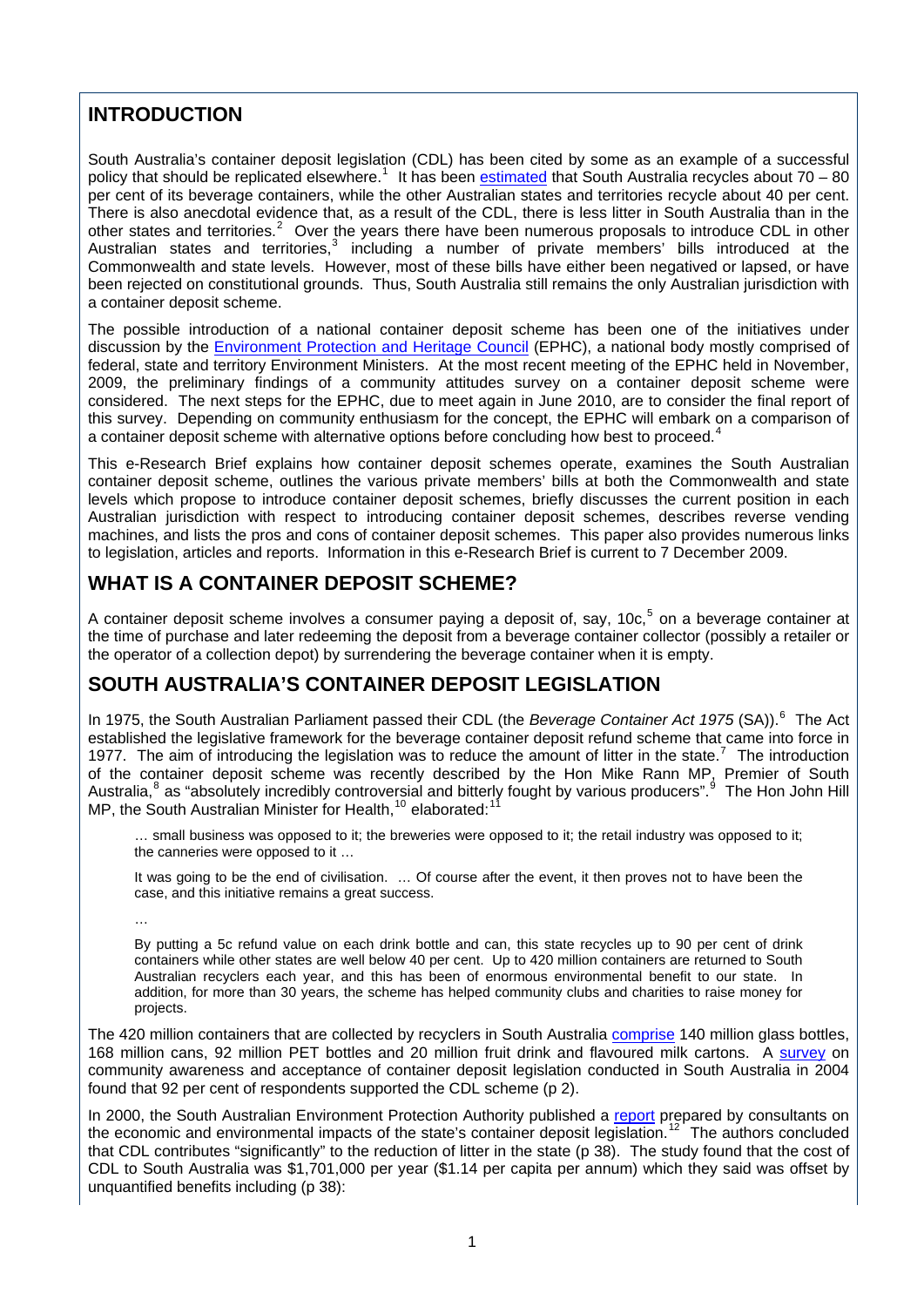## INTRODUCTION

South Australia's container deposit legislation (CDL) has been cited by some as an example of a successful policy that should be replicated elsewhere.[1] It has been estimated that South Australia recycles about 70 – 80 per cent of its beverage containers, while the other Australian states and territories recycle about 40 per cent. There is also anecdotal evidence that, as a result of the CDL, there is less litter in South Australia than in the other states and territories.[2] Over the years there have been numerous proposals to introduce CDL in other Australian states and territories,[3] including a number of private members' bills introduced at the Commonwealth and state levels. However, most of these bills have either been negatived or lapsed, or have been rejected on constitutional grounds. Thus, South Australia still remains the only Australian jurisdiction with a container deposit scheme.

The possible introduction of a national container deposit scheme has been one of the initiatives under discussion by the Environment Protection and Heritage Council (EPHC), a national body mostly comprised of federal, state and territory Environment Ministers. At the most recent meeting of the EPHC held in November, 2009, the preliminary findings of a community attitudes survey on a container deposit scheme were considered. The next steps for the EPHC, due to meet again in June 2010, are to consider the final report of this survey. Depending on community enthusiasm for the concept, the EPHC will embark on a comparison of a container deposit scheme with alternative options before concluding how best to proceed.[4]

This e-Research Brief explains how container deposit schemes operate, examines the South Australian container deposit scheme, outlines the various private members' bills at both the Commonwealth and state levels which propose to introduce container deposit schemes, briefly discusses the current position in each Australian jurisdiction with respect to introducing container deposit schemes, describes reverse vending machines, and lists the pros and cons of container deposit schemes. This paper also provides numerous links to legislation, articles and reports. Information in this e-Research Brief is current to 7 December 2009.

## WHAT IS A CONTAINER DEPOSIT SCHEME?

A container deposit scheme involves a consumer paying a deposit of, say, 10c,[5] on a beverage container at the time of purchase and later redeeming the deposit from a beverage container collector (possibly a retailer or the operator of a collection depot) by surrendering the beverage container when it is empty.

## SOUTH AUSTRALIA'S CONTAINER DEPOSIT LEGISLATION

In 1975, the South Australian Parliament passed their CDL (the *Beverage Container Act 1975* (SA)).[6] The Act established the legislative framework for the beverage container deposit refund scheme that came into force in 1977. The aim of introducing the legislation was to reduce the amount of litter in the state.[7] The introduction of the container deposit scheme was recently described by the Hon Mike Rann MP, Premier of South Australia,[8] as "absolutely incredibly controversial and bitterly fought by various producers".[9] The Hon John Hill MP, the South Australian Minister for Health,[10] elaborated:[11]

> … small business was opposed to it; the breweries were opposed to it; the retail industry was opposed to it; the canneries were opposed to it …
>
> It was going to be the end of civilisation. … Of course after the event, it then proves not to have been the case, and this initiative remains a great success.
>
> …
>
> By putting a 5c refund value on each drink bottle and can, this state recycles up to 90 per cent of drink containers while other states are well below 40 per cent. Up to 420 million containers are returned to South Australian recyclers each year, and this has been of enormous environmental benefit to our state. In addition, for more than 30 years, the scheme has helped community clubs and charities to raise money for projects.

The 420 million containers that are collected by recyclers in South Australia comprise 140 million glass bottles, 168 million cans, 92 million PET bottles and 20 million fruit drink and flavoured milk cartons. A survey on community awareness and acceptance of container deposit legislation conducted in South Australia in 2004 found that 92 per cent of respondents supported the CDL scheme (p 2).

In 2000, the South Australian Environment Protection Authority published a report prepared by consultants on the economic and environmental impacts of the state's container deposit legislation.[12] The authors concluded that CDL contributes "significantly" to the reduction of litter in the state (p 38). The study found that the cost of CDL to South Australia was $1,701,000 per year ($1.14 per capita per annum) which they said was offset by unquantified benefits including (p 38):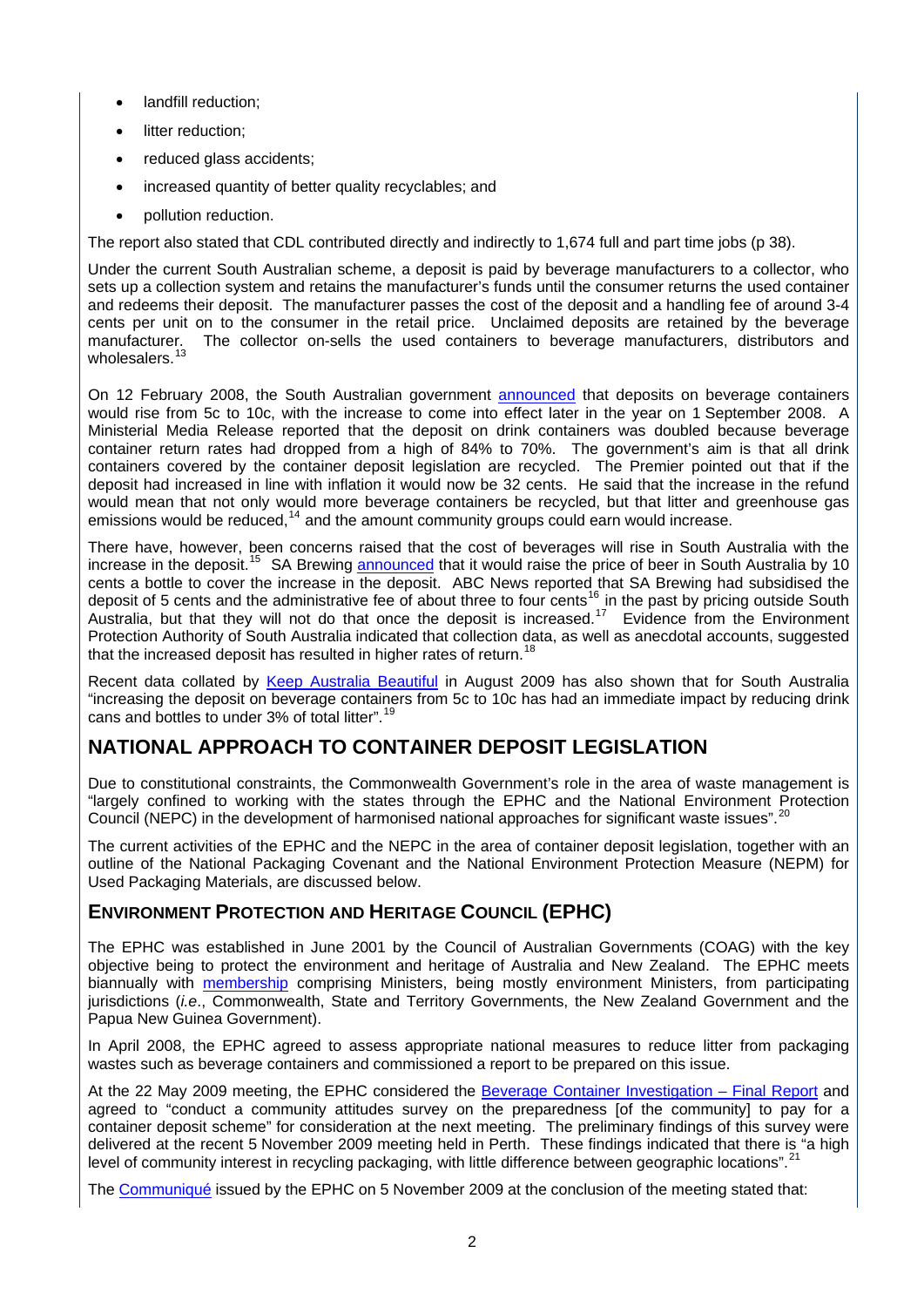- landfill reduction;
- litter reduction;
- reduced glass accidents;
- increased quantity of better quality recyclables; and
- pollution reduction.

The report also stated that CDL contributed directly and indirectly to 1,674 full and part time jobs (p 38).

Under the current South Australian scheme, a deposit is paid by beverage manufacturers to a collector, who sets up a collection system and retains the manufacturer's funds until the consumer returns the used container and redeems their deposit. The manufacturer passes the cost of the deposit and a handling fee of around 3-4 cents per unit on to the consumer in the retail price. Unclaimed deposits are retained by the beverage manufacturer. The collector on-sells the used containers to beverage manufacturers, distributors and wholesalers.[13]

On 12 February 2008, the South Australian government announced that deposits on beverage containers would rise from 5c to 10c, with the increase to come into effect later in the year on 1 September 2008. A Ministerial Media Release reported that the deposit on drink containers was doubled because beverage container return rates had dropped from a high of 84% to 70%. The government's aim is that all drink containers covered by the container deposit legislation are recycled. The Premier pointed out that if the deposit had increased in line with inflation it would now be 32 cents. He said that the increase in the refund would mean that not only would more beverage containers be recycled, but that litter and greenhouse gas emissions would be reduced,[14] and the amount community groups could earn would increase.

There have, however, been concerns raised that the cost of beverages will rise in South Australia with the increase in the deposit.[15] SA Brewing announced that it would raise the price of beer in South Australia by 10 cents a bottle to cover the increase in the deposit. ABC News reported that SA Brewing had subsidised the deposit of 5 cents and the administrative fee of about three to four cents[16] in the past by pricing outside South Australia, but that they will not do that once the deposit is increased.[17] Evidence from the Environment Protection Authority of South Australia indicated that collection data, as well as anecdotal accounts, suggested that the increased deposit has resulted in higher rates of return.[18]

Recent data collated by Keep Australia Beautiful in August 2009 has also shown that for South Australia "increasing the deposit on beverage containers from 5c to 10c has had an immediate impact by reducing drink cans and bottles to under 3% of total litter".[19]

## NATIONAL APPROACH TO CONTAINER DEPOSIT LEGISLATION

Due to constitutional constraints, the Commonwealth Government's role in the area of waste management is "largely confined to working with the states through the EPHC and the National Environment Protection Council (NEPC) in the development of harmonised national approaches for significant waste issues".[20]

The current activities of the EPHC and the NEPC in the area of container deposit legislation, together with an outline of the National Packaging Covenant and the National Environment Protection Measure (NEPM) for Used Packaging Materials, are discussed below.

### ENVIRONMENT PROTECTION AND HERITAGE COUNCIL (EPHC)

The EPHC was established in June 2001 by the Council of Australian Governments (COAG) with the key objective being to protect the environment and heritage of Australia and New Zealand. The EPHC meets biannually with membership comprising Ministers, being mostly environment Ministers, from participating jurisdictions (*i.e*., Commonwealth, State and Territory Governments, the New Zealand Government and the Papua New Guinea Government).

In April 2008, the EPHC agreed to assess appropriate national measures to reduce litter from packaging wastes such as beverage containers and commissioned a report to be prepared on this issue.

At the 22 May 2009 meeting, the EPHC considered the Beverage Container Investigation – Final Report and agreed to "conduct a community attitudes survey on the preparedness [of the community] to pay for a container deposit scheme" for consideration at the next meeting. The preliminary findings of this survey were delivered at the recent 5 November 2009 meeting held in Perth. These findings indicated that there is "a high level of community interest in recycling packaging, with little difference between geographic locations".[21]

The Communiqué issued by the EPHC on 5 November 2009 at the conclusion of the meeting stated that: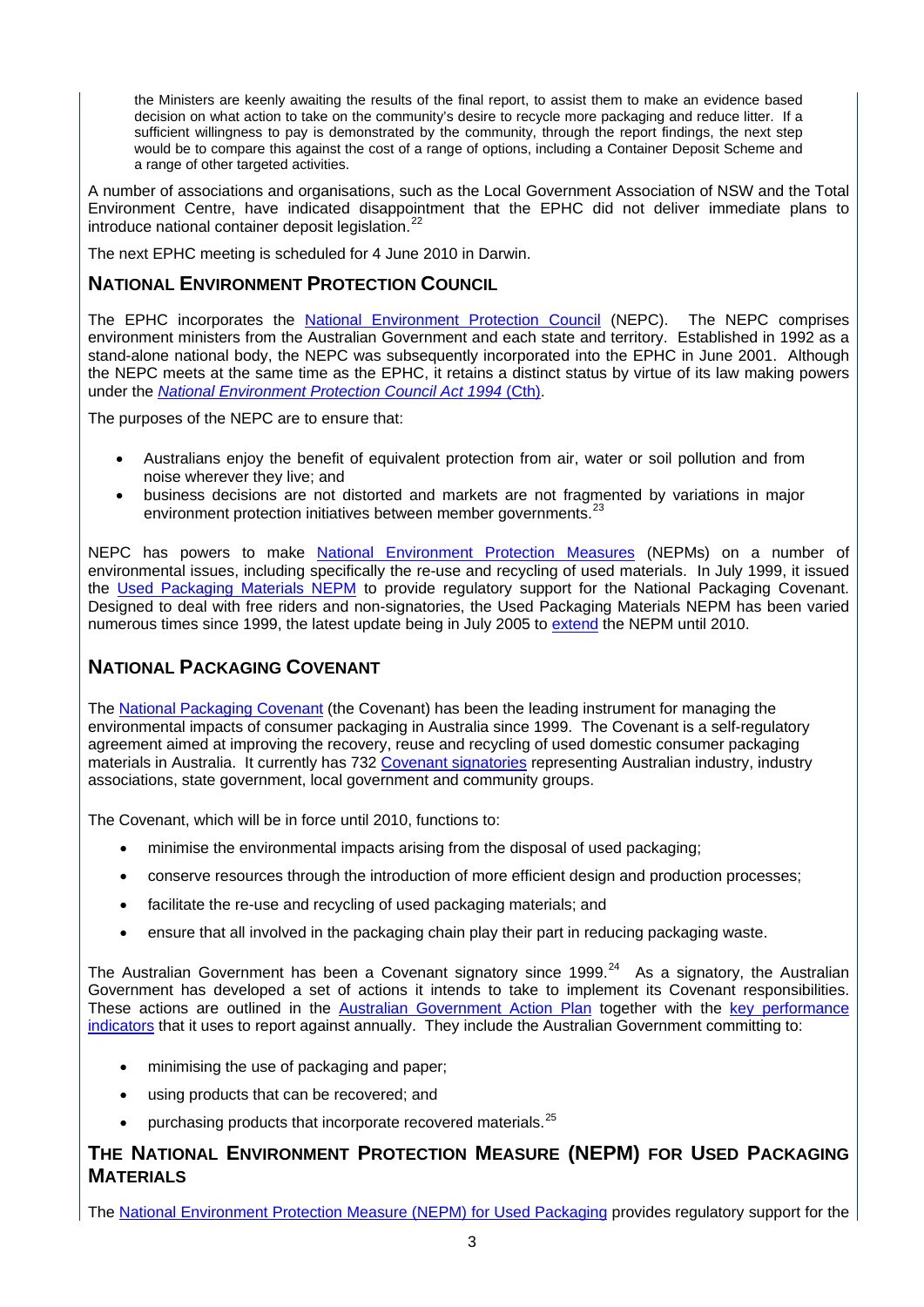> the Ministers are keenly awaiting the results of the final report, to assist them to make an evidence based decision on what action to take on the community's desire to recycle more packaging and reduce litter. If a sufficient willingness to pay is demonstrated by the community, through the report findings, the next step would be to compare this against the cost of a range of options, including a Container Deposit Scheme and a range of other targeted activities.

A number of associations and organisations, such as the Local Government Association of NSW and the Total Environment Centre, have indicated disappointment that the EPHC did not deliver immediate plans to introduce national container deposit legislation.[22]

The next EPHC meeting is scheduled for 4 June 2010 in Darwin.

## National Environment Protection Council

The EPHC incorporates the National Environment Protection Council (NEPC). The NEPC comprises environment ministers from the Australian Government and each state and territory. Established in 1992 as a stand-alone national body, the NEPC was subsequently incorporated into the EPHC in June 2001. Although the NEPC meets at the same time as the EPHC, it retains a distinct status by virtue of its law making powers under the *National Environment Protection Council Act 1994* (Cth).

The purposes of the NEPC are to ensure that:

- Australians enjoy the benefit of equivalent protection from air, water or soil pollution and from noise wherever they live; and
- business decisions are not distorted and markets are not fragmented by variations in major environment protection initiatives between member governments.[23]

NEPC has powers to make National Environment Protection Measures (NEPMs) on a number of environmental issues, including specifically the re-use and recycling of used materials. In July 1999, it issued the Used Packaging Materials NEPM to provide regulatory support for the National Packaging Covenant. Designed to deal with free riders and non-signatories, the Used Packaging Materials NEPM has been varied numerous times since 1999, the latest update being in July 2005 to extend the NEPM until 2010.

## National Packaging Covenant

The National Packaging Covenant (the Covenant) has been the leading instrument for managing the environmental impacts of consumer packaging in Australia since 1999. The Covenant is a self-regulatory agreement aimed at improving the recovery, reuse and recycling of used domestic consumer packaging materials in Australia. It currently has 732 Covenant signatories representing Australian industry, industry associations, state government, local government and community groups.

The Covenant, which will be in force until 2010, functions to:

- minimise the environmental impacts arising from the disposal of used packaging;
- conserve resources through the introduction of more efficient design and production processes;
- facilitate the re-use and recycling of used packaging materials; and
- ensure that all involved in the packaging chain play their part in reducing packaging waste.

The Australian Government has been a Covenant signatory since 1999.[24] As a signatory, the Australian Government has developed a set of actions it intends to take to implement its Covenant responsibilities. These actions are outlined in the Australian Government Action Plan together with the key performance indicators that it uses to report against annually. They include the Australian Government committing to:

- minimising the use of packaging and paper;
- using products that can be recovered; and
- purchasing products that incorporate recovered materials.[25]

## The National Environment Protection Measure (NEPM) for Used Packaging Materials

The National Environment Protection Measure (NEPM) for Used Packaging provides regulatory support for the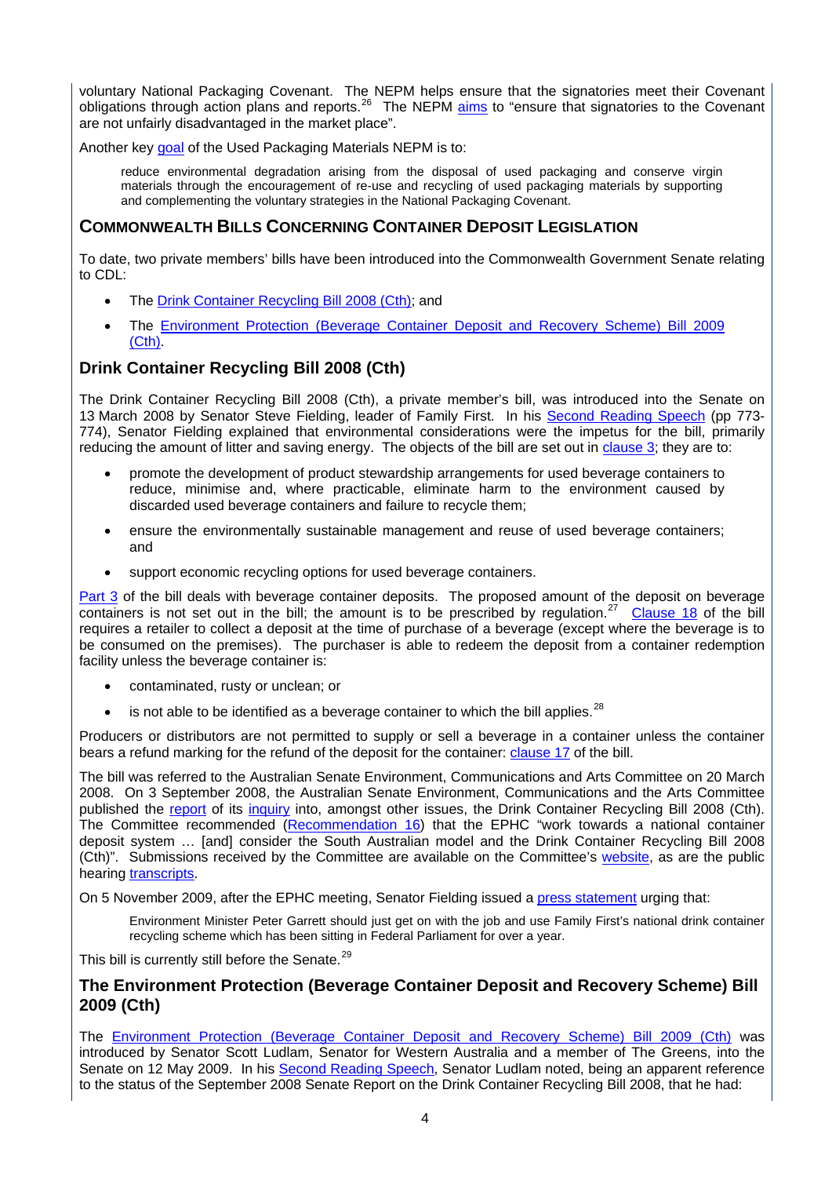voluntary National Packaging Covenant. The NEPM helps ensure that the signatories meet their Covenant obligations through action plans and reports.[26] The NEPM aims to "ensure that signatories to the Covenant are not unfairly disadvantaged in the market place".

Another key goal of the Used Packaging Materials NEPM is to:

> reduce environmental degradation arising from the disposal of used packaging and conserve virgin materials through the encouragement of re-use and recycling of used packaging materials by supporting and complementing the voluntary strategies in the National Packaging Covenant.

## COMMONWEALTH BILLS CONCERNING CONTAINER DEPOSIT LEGISLATION

To date, two private members' bills have been introduced into the Commonwealth Government Senate relating to CDL:

- The Drink Container Recycling Bill 2008 (Cth); and
- The Environment Protection (Beverage Container Deposit and Recovery Scheme) Bill 2009 (Cth).

### Drink Container Recycling Bill 2008 (Cth)

The Drink Container Recycling Bill 2008 (Cth), a private member's bill, was introduced into the Senate on 13 March 2008 by Senator Steve Fielding, leader of Family First. In his Second Reading Speech (pp 773-774), Senator Fielding explained that environmental considerations were the impetus for the bill, primarily reducing the amount of litter and saving energy. The objects of the bill are set out in clause 3; they are to:

- promote the development of product stewardship arrangements for used beverage containers to reduce, minimise and, where practicable, eliminate harm to the environment caused by discarded used beverage containers and failure to recycle them;
- ensure the environmentally sustainable management and reuse of used beverage containers; and
- support economic recycling options for used beverage containers.

Part 3 of the bill deals with beverage container deposits. The proposed amount of the deposit on beverage containers is not set out in the bill; the amount is to be prescribed by regulation.[27] Clause 18 of the bill requires a retailer to collect a deposit at the time of purchase of a beverage (except where the beverage is to be consumed on the premises). The purchaser is able to redeem the deposit from a container redemption facility unless the beverage container is:

- contaminated, rusty or unclean; or
- is not able to be identified as a beverage container to which the bill applies.[28]

Producers or distributors are not permitted to supply or sell a beverage in a container unless the container bears a refund marking for the refund of the deposit for the container: clause 17 of the bill.

The bill was referred to the Australian Senate Environment, Communications and Arts Committee on 20 March 2008. On 3 September 2008, the Australian Senate Environment, Communications and the Arts Committee published the report of its inquiry into, amongst other issues, the Drink Container Recycling Bill 2008 (Cth). The Committee recommended (Recommendation 16) that the EPHC "work towards a national container deposit system … [and] consider the South Australian model and the Drink Container Recycling Bill 2008 (Cth)". Submissions received by the Committee are available on the Committee's website, as are the public hearing transcripts.

On 5 November 2009, after the EPHC meeting, Senator Fielding issued a press statement urging that:

> Environment Minister Peter Garrett should just get on with the job and use Family First's national drink container recycling scheme which has been sitting in Federal Parliament for over a year.

This bill is currently still before the Senate.[29]

### The Environment Protection (Beverage Container Deposit and Recovery Scheme) Bill 2009 (Cth)

The Environment Protection (Beverage Container Deposit and Recovery Scheme) Bill 2009 (Cth) was introduced by Senator Scott Ludlam, Senator for Western Australia and a member of The Greens, into the Senate on 12 May 2009. In his Second Reading Speech, Senator Ludlam noted, being an apparent reference to the status of the September 2008 Senate Report on the Drink Container Recycling Bill 2008, that he had: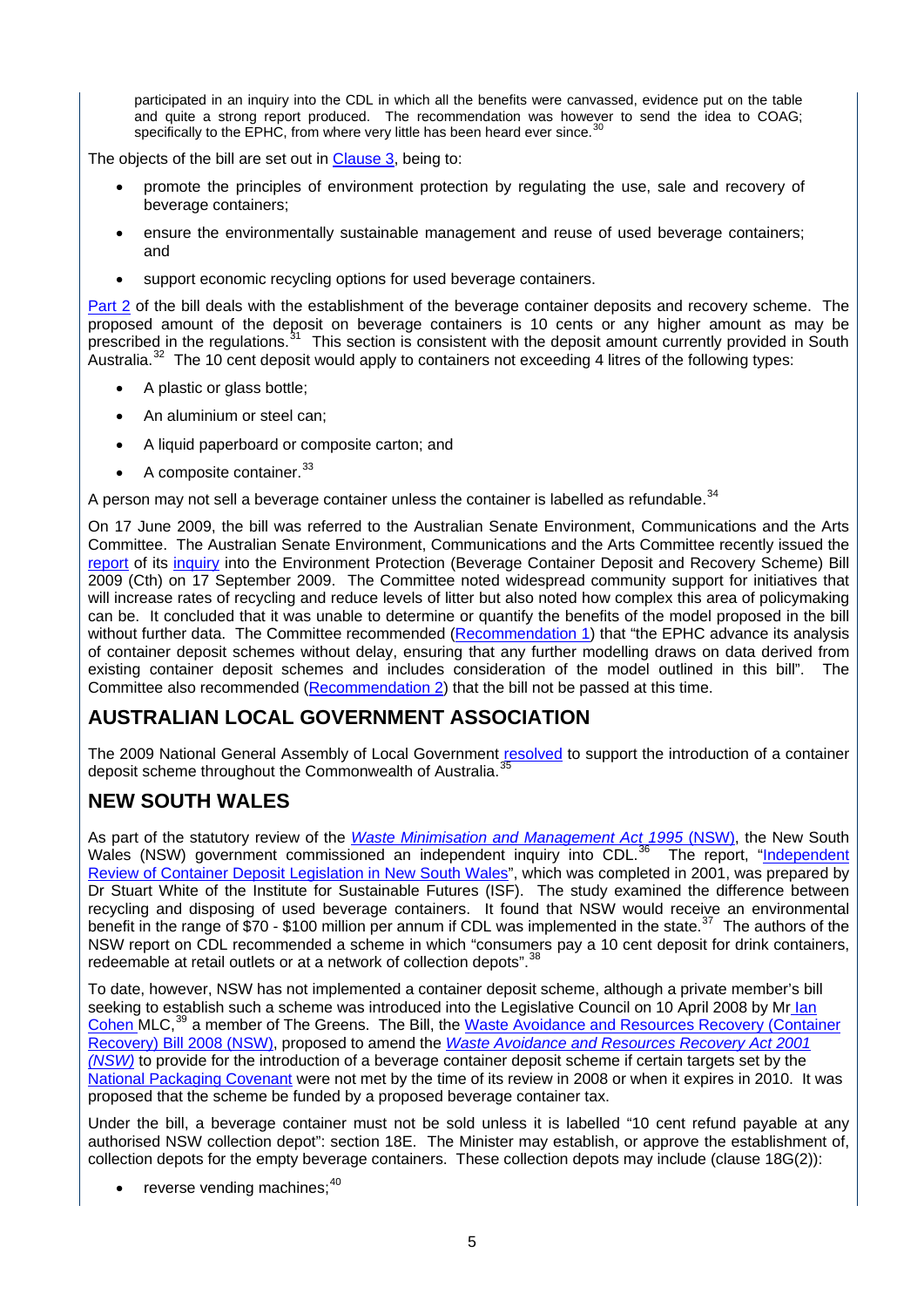participated in an inquiry into the CDL in which all the benefits were canvassed, evidence put on the table and quite a strong report produced. The recommendation was however to send the idea to COAG; specifically to the EPHC, from where very little has been heard ever since.[30]

The objects of the bill are set out in Clause 3, being to:

- promote the principles of environment protection by regulating the use, sale and recovery of beverage containers;
- ensure the environmentally sustainable management and reuse of used beverage containers; and
- support economic recycling options for used beverage containers.

Part 2 of the bill deals with the establishment of the beverage container deposits and recovery scheme. The proposed amount of the deposit on beverage containers is 10 cents or any higher amount as may be prescribed in the regulations.[31] This section is consistent with the deposit amount currently provided in South Australia.[32] The 10 cent deposit would apply to containers not exceeding 4 litres of the following types:

- A plastic or glass bottle;
- An aluminium or steel can;
- A liquid paperboard or composite carton; and
- A composite container.[33]

A person may not sell a beverage container unless the container is labelled as refundable.[34]

On 17 June 2009, the bill was referred to the Australian Senate Environment, Communications and the Arts Committee. The Australian Senate Environment, Communications and the Arts Committee recently issued the report of its inquiry into the Environment Protection (Beverage Container Deposit and Recovery Scheme) Bill 2009 (Cth) on 17 September 2009. The Committee noted widespread community support for initiatives that will increase rates of recycling and reduce levels of litter but also noted how complex this area of policymaking can be. It concluded that it was unable to determine or quantify the benefits of the model proposed in the bill without further data. The Committee recommended (Recommendation 1) that "the EPHC advance its analysis of container deposit schemes without delay, ensuring that any further modelling draws on data derived from existing container deposit schemes and includes consideration of the model outlined in this bill". The Committee also recommended (Recommendation 2) that the bill not be passed at this time.

## AUSTRALIAN LOCAL GOVERNMENT ASSOCIATION

The 2009 National General Assembly of Local Government resolved to support the introduction of a container deposit scheme throughout the Commonwealth of Australia.[35]

## NEW SOUTH WALES

As part of the statutory review of the *Waste Minimisation and Management Act 1995* (NSW), the New South Wales (NSW) government commissioned an independent inquiry into CDL.[36] The report, "Independent Review of Container Deposit Legislation in New South Wales", which was completed in 2001, was prepared by Dr Stuart White of the Institute for Sustainable Futures (ISF). The study examined the difference between recycling and disposing of used beverage containers. It found that NSW would receive an environmental benefit in the range of $70 - $100 million per annum if CDL was implemented in the state.[37] The authors of the NSW report on CDL recommended a scheme in which "consumers pay a 10 cent deposit for drink containers, redeemable at retail outlets or at a network of collection depots".[38]

To date, however, NSW has not implemented a container deposit scheme, although a private member's bill seeking to establish such a scheme was introduced into the Legislative Council on 10 April 2008 by Mr Ian Cohen MLC,[39] a member of The Greens. The Bill, the Waste Avoidance and Resources Recovery (Container Recovery) Bill 2008 (NSW), proposed to amend the *Waste Avoidance and Resources Recovery Act 2001 (NSW)* to provide for the introduction of a beverage container deposit scheme if certain targets set by the National Packaging Covenant were not met by the time of its review in 2008 or when it expires in 2010. It was proposed that the scheme be funded by a proposed beverage container tax.

Under the bill, a beverage container must not be sold unless it is labelled "10 cent refund payable at any authorised NSW collection depot": section 18E. The Minister may establish, or approve the establishment of, collection depots for the empty beverage containers. These collection depots may include (clause 18G(2)):

- reverse vending machines;[40]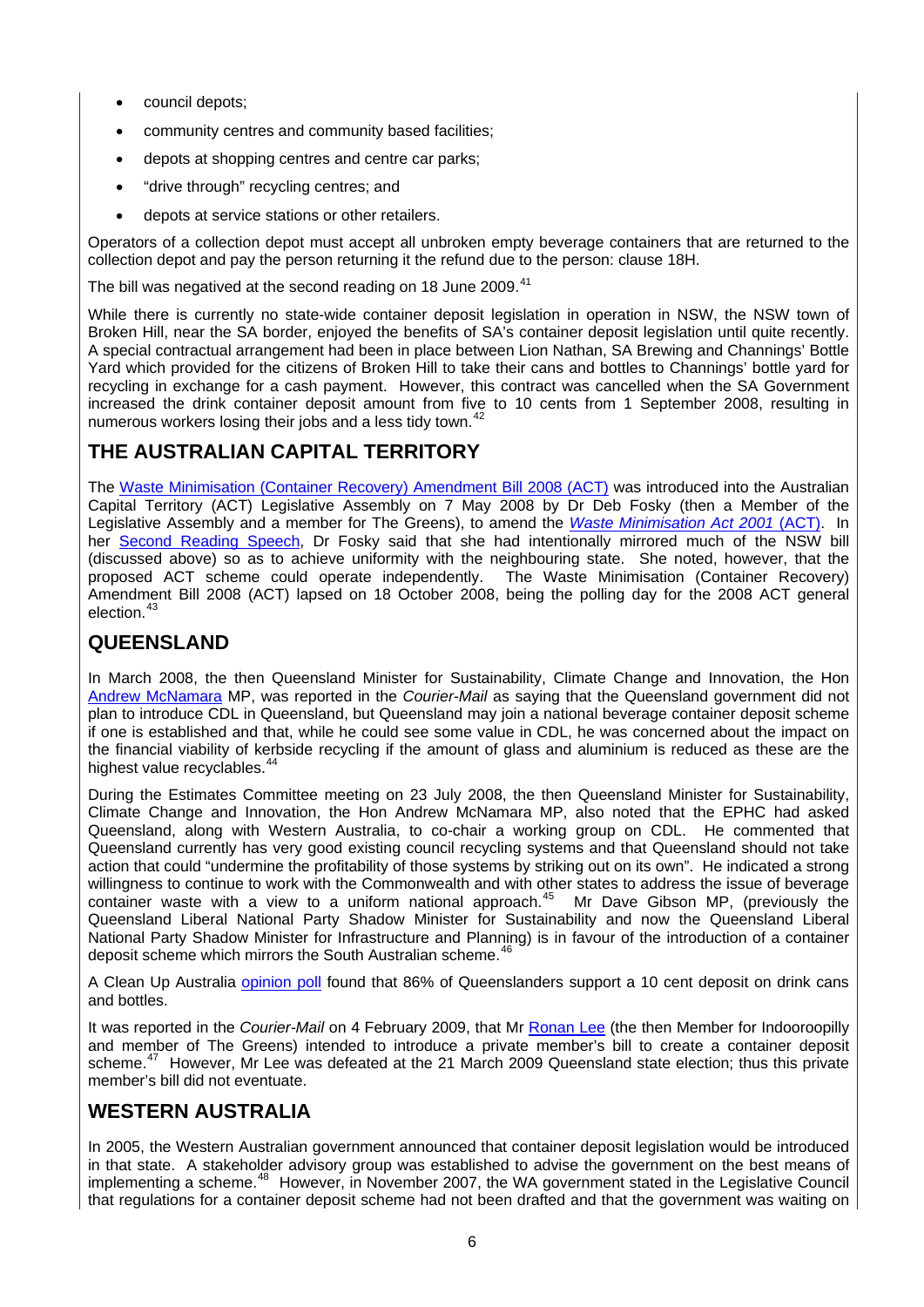- council depots;
- community centres and community based facilities;
- depots at shopping centres and centre car parks;
- "drive through" recycling centres; and
- depots at service stations or other retailers.

Operators of a collection depot must accept all unbroken empty beverage containers that are returned to the collection depot and pay the person returning it the refund due to the person: clause 18H.

The bill was negatived at the second reading on 18 June 2009.[41]

While there is currently no state-wide container deposit legislation in operation in NSW, the NSW town of Broken Hill, near the SA border, enjoyed the benefits of SA's container deposit legislation until quite recently. A special contractual arrangement had been in place between Lion Nathan, SA Brewing and Channings' Bottle Yard which provided for the citizens of Broken Hill to take their cans and bottles to Channings' bottle yard for recycling in exchange for a cash payment. However, this contract was cancelled when the SA Government increased the drink container deposit amount from five to 10 cents from 1 September 2008, resulting in numerous workers losing their jobs and a less tidy town.[42]

## THE AUSTRALIAN CAPITAL TERRITORY

The Waste Minimisation (Container Recovery) Amendment Bill 2008 (ACT) was introduced into the Australian Capital Territory (ACT) Legislative Assembly on 7 May 2008 by Dr Deb Fosky (then a Member of the Legislative Assembly and a member for The Greens), to amend the *Waste Minimisation Act 2001* (ACT). In her Second Reading Speech, Dr Fosky said that she had intentionally mirrored much of the NSW bill (discussed above) so as to achieve uniformity with the neighbouring state. She noted, however, that the proposed ACT scheme could operate independently. The Waste Minimisation (Container Recovery) Amendment Bill 2008 (ACT) lapsed on 18 October 2008, being the polling day for the 2008 ACT general election.[43]

## QUEENSLAND

In March 2008, the then Queensland Minister for Sustainability, Climate Change and Innovation, the Hon Andrew McNamara MP, was reported in the *Courier-Mail* as saying that the Queensland government did not plan to introduce CDL in Queensland, but Queensland may join a national beverage container deposit scheme if one is established and that, while he could see some value in CDL, he was concerned about the impact on the financial viability of kerbside recycling if the amount of glass and aluminium is reduced as these are the highest value recyclables.[44]

During the Estimates Committee meeting on 23 July 2008, the then Queensland Minister for Sustainability, Climate Change and Innovation, the Hon Andrew McNamara MP, also noted that the EPHC had asked Queensland, along with Western Australia, to co-chair a working group on CDL. He commented that Queensland currently has very good existing council recycling systems and that Queensland should not take action that could "undermine the profitability of those systems by striking out on its own". He indicated a strong willingness to continue to work with the Commonwealth and with other states to address the issue of beverage container waste with a view to a uniform national approach.[45] Mr Dave Gibson MP, (previously the Queensland Liberal National Party Shadow Minister for Sustainability and now the Queensland Liberal National Party Shadow Minister for Infrastructure and Planning) is in favour of the introduction of a container deposit scheme which mirrors the South Australian scheme.[46]

A Clean Up Australia opinion poll found that 86% of Queenslanders support a 10 cent deposit on drink cans and bottles.

It was reported in the *Courier-Mail* on 4 February 2009, that Mr Ronan Lee (the then Member for Indooroopilly and member of The Greens) intended to introduce a private member's bill to create a container deposit scheme.[47] However, Mr Lee was defeated at the 21 March 2009 Queensland state election; thus this private member's bill did not eventuate.

## WESTERN AUSTRALIA

In 2005, the Western Australian government announced that container deposit legislation would be introduced in that state. A stakeholder advisory group was established to advise the government on the best means of implementing a scheme.[48] However, in November 2007, the WA government stated in the Legislative Council that regulations for a container deposit scheme had not been drafted and that the government was waiting on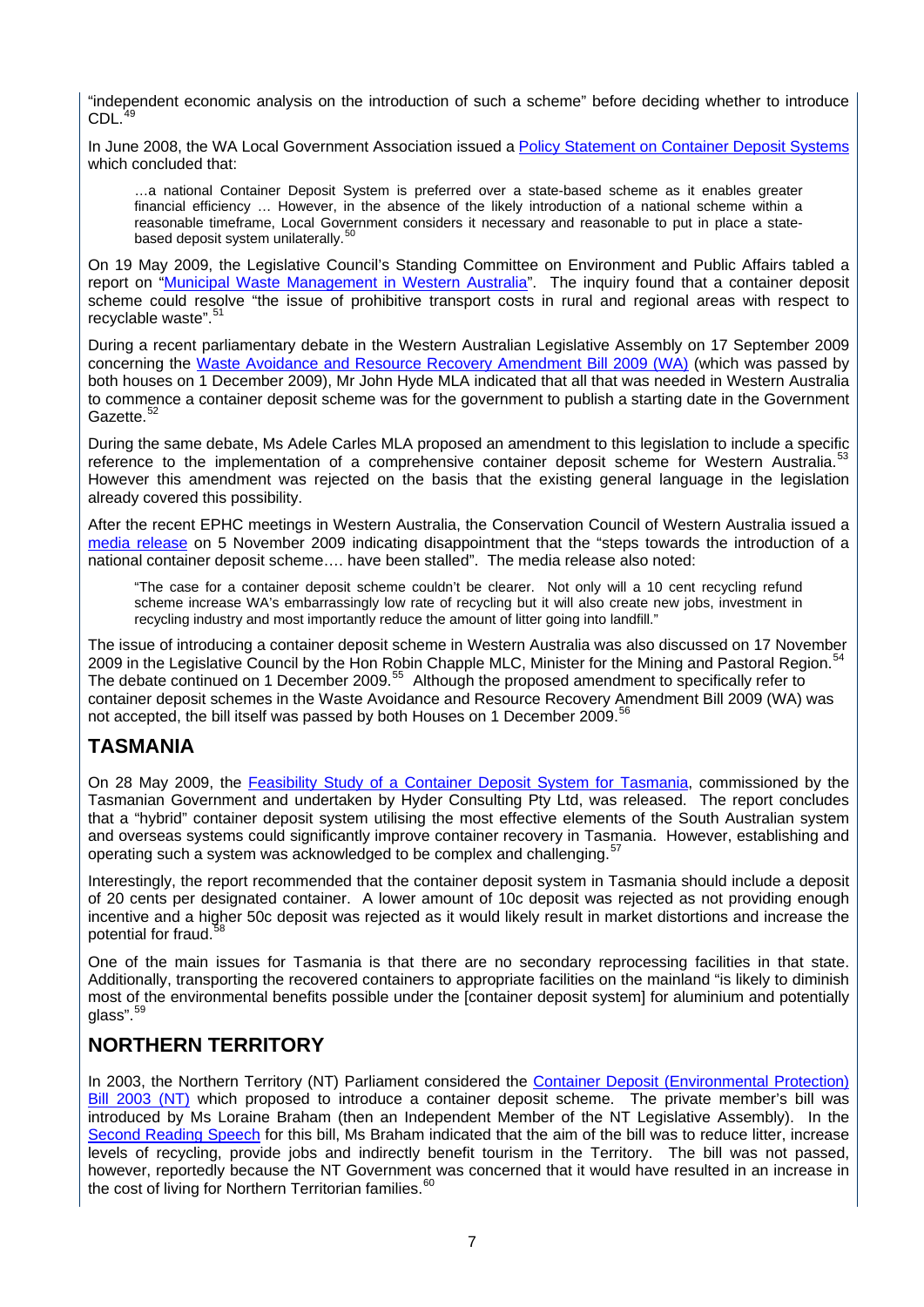"independent economic analysis on the introduction of such a scheme" before deciding whether to introduce CDL.[49]

In June 2008, the WA Local Government Association issued a Policy Statement on Container Deposit Systems which concluded that:

> …a national Container Deposit System is preferred over a state-based scheme as it enables greater financial efficiency … However, in the absence of the likely introduction of a national scheme within a reasonable timeframe, Local Government considers it necessary and reasonable to put in place a state-based deposit system unilaterally.[50]

On 19 May 2009, the Legislative Council's Standing Committee on Environment and Public Affairs tabled a report on "Municipal Waste Management in Western Australia". The inquiry found that a container deposit scheme could resolve "the issue of prohibitive transport costs in rural and regional areas with respect to recyclable waste".[51]

During a recent parliamentary debate in the Western Australian Legislative Assembly on 17 September 2009 concerning the Waste Avoidance and Resource Recovery Amendment Bill 2009 (WA) (which was passed by both houses on 1 December 2009), Mr John Hyde MLA indicated that all that was needed in Western Australia to commence a container deposit scheme was for the government to publish a starting date in the Government Gazette.[52]

During the same debate, Ms Adele Carles MLA proposed an amendment to this legislation to include a specific reference to the implementation of a comprehensive container deposit scheme for Western Australia.[53] However this amendment was rejected on the basis that the existing general language in the legislation already covered this possibility.

After the recent EPHC meetings in Western Australia, the Conservation Council of Western Australia issued a media release on 5 November 2009 indicating disappointment that the "steps towards the introduction of a national container deposit scheme…. have been stalled". The media release also noted:

> "The case for a container deposit scheme couldn't be clearer. Not only will a 10 cent recycling refund scheme increase WA's embarrassingly low rate of recycling but it will also create new jobs, investment in recycling industry and most importantly reduce the amount of litter going into landfill."

The issue of introducing a container deposit scheme in Western Australia was also discussed on 17 November 2009 in the Legislative Council by the Hon Robin Chapple MLC, Minister for the Mining and Pastoral Region.[54] The debate continued on 1 December 2009.[55] Although the proposed amendment to specifically refer to container deposit schemes in the Waste Avoidance and Resource Recovery Amendment Bill 2009 (WA) was not accepted, the bill itself was passed by both Houses on 1 December 2009.[56]

## TASMANIA

On 28 May 2009, the Feasibility Study of a Container Deposit System for Tasmania, commissioned by the Tasmanian Government and undertaken by Hyder Consulting Pty Ltd, was released. The report concludes that a "hybrid" container deposit system utilising the most effective elements of the South Australian system and overseas systems could significantly improve container recovery in Tasmania. However, establishing and operating such a system was acknowledged to be complex and challenging.[57]

Interestingly, the report recommended that the container deposit system in Tasmania should include a deposit of 20 cents per designated container. A lower amount of 10c deposit was rejected as not providing enough incentive and a higher 50c deposit was rejected as it would likely result in market distortions and increase the potential for fraud.[58]

One of the main issues for Tasmania is that there are no secondary reprocessing facilities in that state. Additionally, transporting the recovered containers to appropriate facilities on the mainland "is likely to diminish most of the environmental benefits possible under the [container deposit system] for aluminium and potentially glass".[59]

## NORTHERN TERRITORY

In 2003, the Northern Territory (NT) Parliament considered the Container Deposit (Environmental Protection) Bill 2003 (NT) which proposed to introduce a container deposit scheme. The private member's bill was introduced by Ms Loraine Braham (then an Independent Member of the NT Legislative Assembly). In the Second Reading Speech for this bill, Ms Braham indicated that the aim of the bill was to reduce litter, increase levels of recycling, provide jobs and indirectly benefit tourism in the Territory. The bill was not passed, however, reportedly because the NT Government was concerned that it would have resulted in an increase in the cost of living for Northern Territorian families.[60]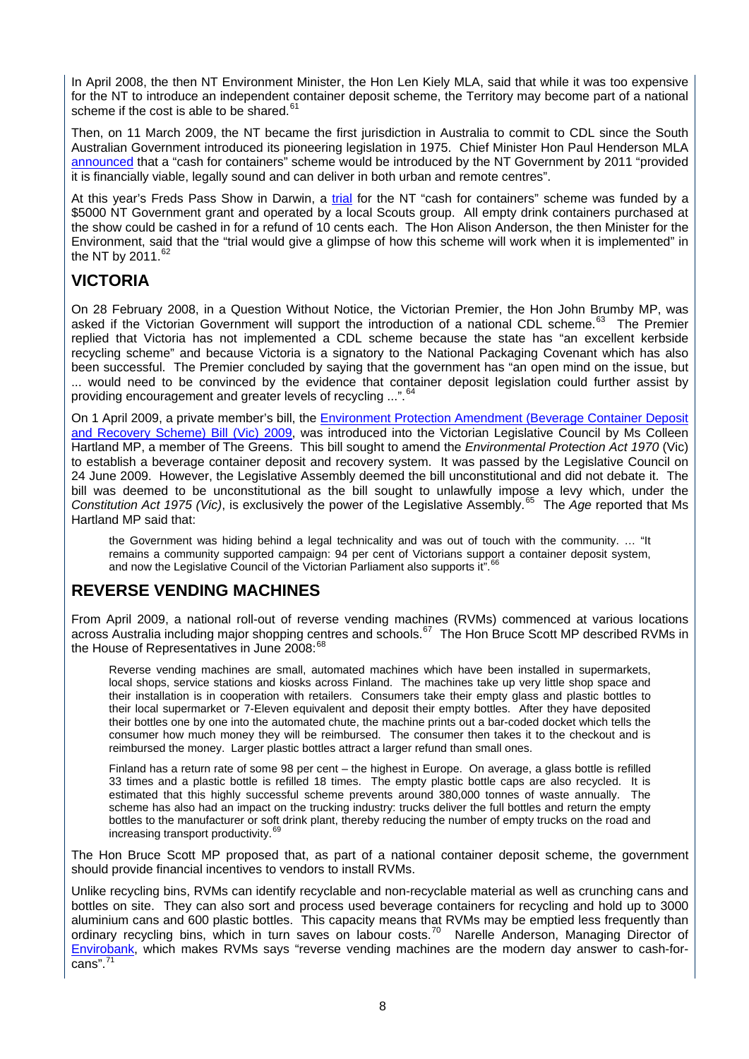In April 2008, the then NT Environment Minister, the Hon Len Kiely MLA, said that while it was too expensive for the NT to introduce an independent container deposit scheme, the Territory may become part of a national scheme if the cost is able to be shared.[61]

Then, on 11 March 2009, the NT became the first jurisdiction in Australia to commit to CDL since the South Australian Government introduced its pioneering legislation in 1975. Chief Minister Hon Paul Henderson MLA announced that a "cash for containers" scheme would be introduced by the NT Government by 2011 "provided it is financially viable, legally sound and can deliver in both urban and remote centres".

At this year's Freds Pass Show in Darwin, a trial for the NT "cash for containers" scheme was funded by a $5000 NT Government grant and operated by a local Scouts group. All empty drink containers purchased at the show could be cashed in for a refund of 10 cents each. The Hon Alison Anderson, the then Minister for the Environment, said that the "trial would give a glimpse of how this scheme will work when it is implemented" in the NT by 2011.[62]

## VICTORIA

On 28 February 2008, in a Question Without Notice, the Victorian Premier, the Hon John Brumby MP, was asked if the Victorian Government will support the introduction of a national CDL scheme.[63] The Premier replied that Victoria has not implemented a CDL scheme because the state has "an excellent kerbside recycling scheme" and because Victoria is a signatory to the National Packaging Covenant which has also been successful. The Premier concluded by saying that the government has "an open mind on the issue, but ... would need to be convinced by the evidence that container deposit legislation could further assist by providing encouragement and greater levels of recycling ...".[64]

On 1 April 2009, a private member's bill, the Environment Protection Amendment (Beverage Container Deposit and Recovery Scheme) Bill (Vic) 2009, was introduced into the Victorian Legislative Council by Ms Colleen Hartland MP, a member of The Greens. This bill sought to amend the *Environmental Protection Act 1970* (Vic) to establish a beverage container deposit and recovery system. It was passed by the Legislative Council on 24 June 2009. However, the Legislative Assembly deemed the bill unconstitutional and did not debate it. The bill was deemed to be unconstitutional as the bill sought to unlawfully impose a levy which, under the *Constitution Act 1975 (Vic)*, is exclusively the power of the Legislative Assembly.[65] The *Age* reported that Ms Hartland MP said that:

> the Government was hiding behind a legal technicality and was out of touch with the community. ... "It remains a community supported campaign: 94 per cent of Victorians support a container deposit system, and now the Legislative Council of the Victorian Parliament also supports it".[66]

## REVERSE VENDING MACHINES

From April 2009, a national roll-out of reverse vending machines (RVMs) commenced at various locations across Australia including major shopping centres and schools.[67] The Hon Bruce Scott MP described RVMs in the House of Representatives in June 2008:[68]

> Reverse vending machines are small, automated machines which have been installed in supermarkets, local shops, service stations and kiosks across Finland. The machines take up very little shop space and their installation is in cooperation with retailers. Consumers take their empty glass and plastic bottles to their local supermarket or 7-Eleven equivalent and deposit their empty bottles. After they have deposited their bottles one by one into the automated chute, the machine prints out a bar-coded docket which tells the consumer how much money they will be reimbursed. The consumer then takes it to the checkout and is reimbursed the money. Larger plastic bottles attract a larger refund than small ones.
>
> Finland has a return rate of some 98 per cent – the highest in Europe. On average, a glass bottle is refilled 33 times and a plastic bottle is refilled 18 times. The empty plastic bottle caps are also recycled. It is estimated that this highly successful scheme prevents around 380,000 tonnes of waste annually. The scheme has also had an impact on the trucking industry: trucks deliver the full bottles and return the empty bottles to the manufacturer or soft drink plant, thereby reducing the number of empty trucks on the road and increasing transport productivity.[69]

The Hon Bruce Scott MP proposed that, as part of a national container deposit scheme, the government should provide financial incentives to vendors to install RVMs.

Unlike recycling bins, RVMs can identify recyclable and non-recyclable material as well as crunching cans and bottles on site. They can also sort and process used beverage containers for recycling and hold up to 3000 aluminium cans and 600 plastic bottles. This capacity means that RVMs may be emptied less frequently than ordinary recycling bins, which in turn saves on labour costs.[70] Narelle Anderson, Managing Director of Envirobank, which makes RVMs says "reverse vending machines are the modern day answer to cash-for-cans".[71]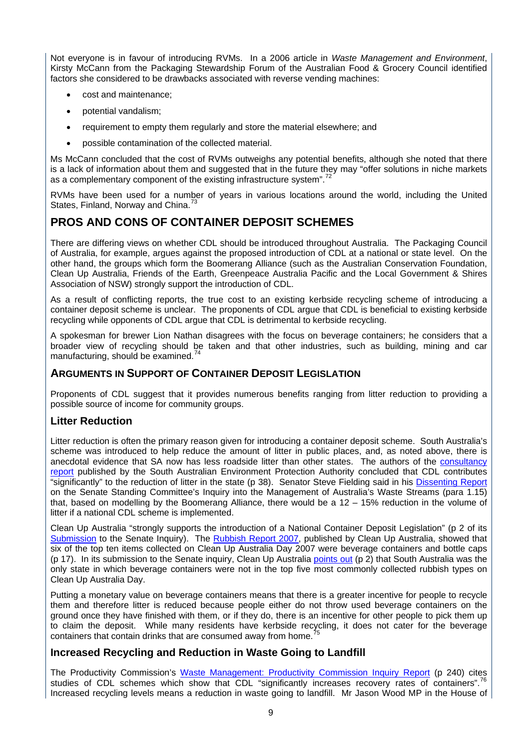Not everyone is in favour of introducing RVMs. In a 2006 article in *Waste Management and Environment*, Kirsty McCann from the Packaging Stewardship Forum of the Australian Food & Grocery Council identified factors she considered to be drawbacks associated with reverse vending machines:

- cost and maintenance;
- potential vandalism;
- requirement to empty them regularly and store the material elsewhere; and
- possible contamination of the collected material.

Ms McCann concluded that the cost of RVMs outweighs any potential benefits, although she noted that there is a lack of information about them and suggested that in the future they may "offer solutions in niche markets as a complementary component of the existing infrastructure system".[72]

RVMs have been used for a number of years in various locations around the world, including the United States, Finland, Norway and China.[73]

## PROS AND CONS OF CONTAINER DEPOSIT SCHEMES

There are differing views on whether CDL should be introduced throughout Australia. The Packaging Council of Australia, for example, argues against the proposed introduction of CDL at a national or state level. On the other hand, the groups which form the Boomerang Alliance (such as the Australian Conservation Foundation, Clean Up Australia, Friends of the Earth, Greenpeace Australia Pacific and the Local Government & Shires Association of NSW) strongly support the introduction of CDL.

As a result of conflicting reports, the true cost to an existing kerbside recycling scheme of introducing a container deposit scheme is unclear. The proponents of CDL argue that CDL is beneficial to existing kerbside recycling while opponents of CDL argue that CDL is detrimental to kerbside recycling.

A spokesman for brewer Lion Nathan disagrees with the focus on beverage containers; he considers that a broader view of recycling should be taken and that other industries, such as building, mining and car manufacturing, should be examined.[74]

### ARGUMENTS IN SUPPORT OF CONTAINER DEPOSIT LEGISLATION

Proponents of CDL suggest that it provides numerous benefits ranging from litter reduction to providing a possible source of income for community groups.

### Litter Reduction

Litter reduction is often the primary reason given for introducing a container deposit scheme. South Australia's scheme was introduced to help reduce the amount of litter in public places, and, as noted above, there is anecdotal evidence that SA now has less roadside litter than other states. The authors of the consultancy report published by the South Australian Environment Protection Authority concluded that CDL contributes "significantly" to the reduction of litter in the state (p 38). Senator Steve Fielding said in his Dissenting Report on the Senate Standing Committee's Inquiry into the Management of Australia's Waste Streams (para 1.15) that, based on modelling by the Boomerang Alliance, there would be a 12 – 15% reduction in the volume of litter if a national CDL scheme is implemented.

Clean Up Australia "strongly supports the introduction of a National Container Deposit Legislation" (p 2 of its Submission to the Senate Inquiry). The Rubbish Report 2007, published by Clean Up Australia, showed that six of the top ten items collected on Clean Up Australia Day 2007 were beverage containers and bottle caps (p 17). In its submission to the Senate inquiry, Clean Up Australia points out (p 2) that South Australia was the only state in which beverage containers were not in the top five most commonly collected rubbish types on Clean Up Australia Day.

Putting a monetary value on beverage containers means that there is a greater incentive for people to recycle them and therefore litter is reduced because people either do not throw used beverage containers on the ground once they have finished with them, or if they do, there is an incentive for other people to pick them up to claim the deposit. While many residents have kerbside recycling, it does not cater for the beverage containers that contain drinks that are consumed away from home.[75]

### Increased Recycling and Reduction in Waste Going to Landfill

The Productivity Commission's Waste Management: Productivity Commission Inquiry Report (p 240) cites studies of CDL schemes which show that CDL "significantly increases recovery rates of containers".[76] Increased recycling levels means a reduction in waste going to landfill. Mr Jason Wood MP in the House of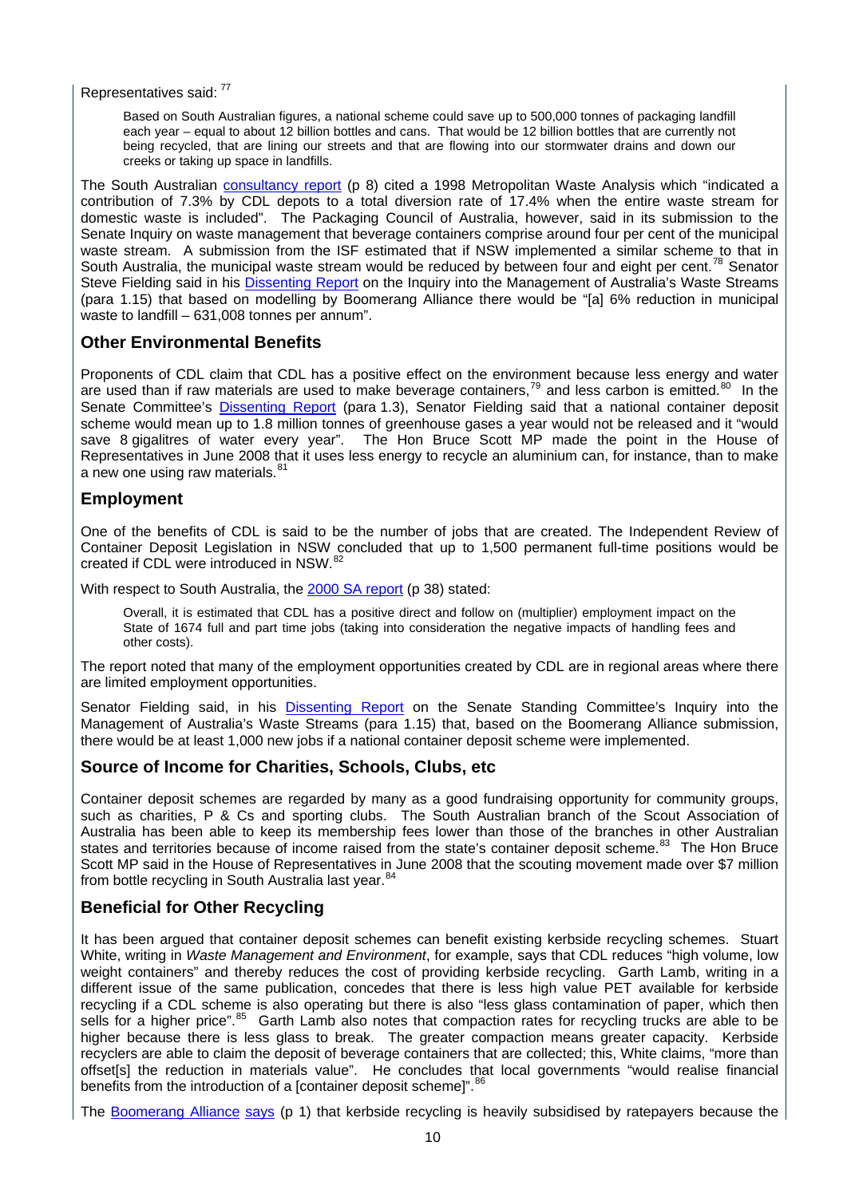Representatives said: [77]

> Based on South Australian figures, a national scheme could save up to 500,000 tonnes of packaging landfill each year – equal to about 12 billion bottles and cans. That would be 12 billion bottles that are currently not being recycled, that are lining our streets and that are flowing into our stormwater drains and down our creeks or taking up space in landfills.

The South Australian consultancy report (p 8) cited a 1998 Metropolitan Waste Analysis which "indicated a contribution of 7.3% by CDL depots to a total diversion rate of 17.4% when the entire waste stream for domestic waste is included". The Packaging Council of Australia, however, said in its submission to the Senate Inquiry on waste management that beverage containers comprise around four per cent of the municipal waste stream. A submission from the ISF estimated that if NSW implemented a similar scheme to that in South Australia, the municipal waste stream would be reduced by between four and eight per cent.[78] Senator Steve Fielding said in his Dissenting Report on the Inquiry into the Management of Australia's Waste Streams (para 1.15) that based on modelling by Boomerang Alliance there would be "[a] 6% reduction in municipal waste to landfill – 631,008 tonnes per annum".

## Other Environmental Benefits

Proponents of CDL claim that CDL has a positive effect on the environment because less energy and water are used than if raw materials are used to make beverage containers,[79] and less carbon is emitted.[80] In the Senate Committee's Dissenting Report (para 1.3), Senator Fielding said that a national container deposit scheme would mean up to 1.8 million tonnes of greenhouse gases a year would not be released and it "would save 8 gigalitres of water every year". The Hon Bruce Scott MP made the point in the House of Representatives in June 2008 that it uses less energy to recycle an aluminium can, for instance, than to make a new one using raw materials.[81]

## Employment

One of the benefits of CDL is said to be the number of jobs that are created. The Independent Review of Container Deposit Legislation in NSW concluded that up to 1,500 permanent full-time positions would be created if CDL were introduced in NSW.[82]

With respect to South Australia, the 2000 SA report (p 38) stated:

> Overall, it is estimated that CDL has a positive direct and follow on (multiplier) employment impact on the State of 1674 full and part time jobs (taking into consideration the negative impacts of handling fees and other costs).

The report noted that many of the employment opportunities created by CDL are in regional areas where there are limited employment opportunities.

Senator Fielding said, in his Dissenting Report on the Senate Standing Committee's Inquiry into the Management of Australia's Waste Streams (para 1.15) that, based on the Boomerang Alliance submission, there would be at least 1,000 new jobs if a national container deposit scheme were implemented.

## Source of Income for Charities, Schools, Clubs, etc

Container deposit schemes are regarded by many as a good fundraising opportunity for community groups, such as charities, P & Cs and sporting clubs. The South Australian branch of the Scout Association of Australia has been able to keep its membership fees lower than those of the branches in other Australian states and territories because of income raised from the state's container deposit scheme.[83] The Hon Bruce Scott MP said in the House of Representatives in June 2008 that the scouting movement made over $7 million from bottle recycling in South Australia last year.[84]

## Beneficial for Other Recycling

It has been argued that container deposit schemes can benefit existing kerbside recycling schemes. Stuart White, writing in *Waste Management and Environment*, for example, says that CDL reduces "high volume, low weight containers" and thereby reduces the cost of providing kerbside recycling. Garth Lamb, writing in a different issue of the same publication, concedes that there is less high value PET available for kerbside recycling if a CDL scheme is also operating but there is also "less glass contamination of paper, which then sells for a higher price".[85] Garth Lamb also notes that compaction rates for recycling trucks are able to be higher because there is less glass to break. The greater compaction means greater capacity. Kerbside recyclers are able to claim the deposit of beverage containers that are collected; this, White claims, "more than offset[s] the reduction in materials value". He concludes that local governments "would realise financial benefits from the introduction of a [container deposit scheme]".[86]

The Boomerang Alliance says (p 1) that kerbside recycling is heavily subsidised by ratepayers because the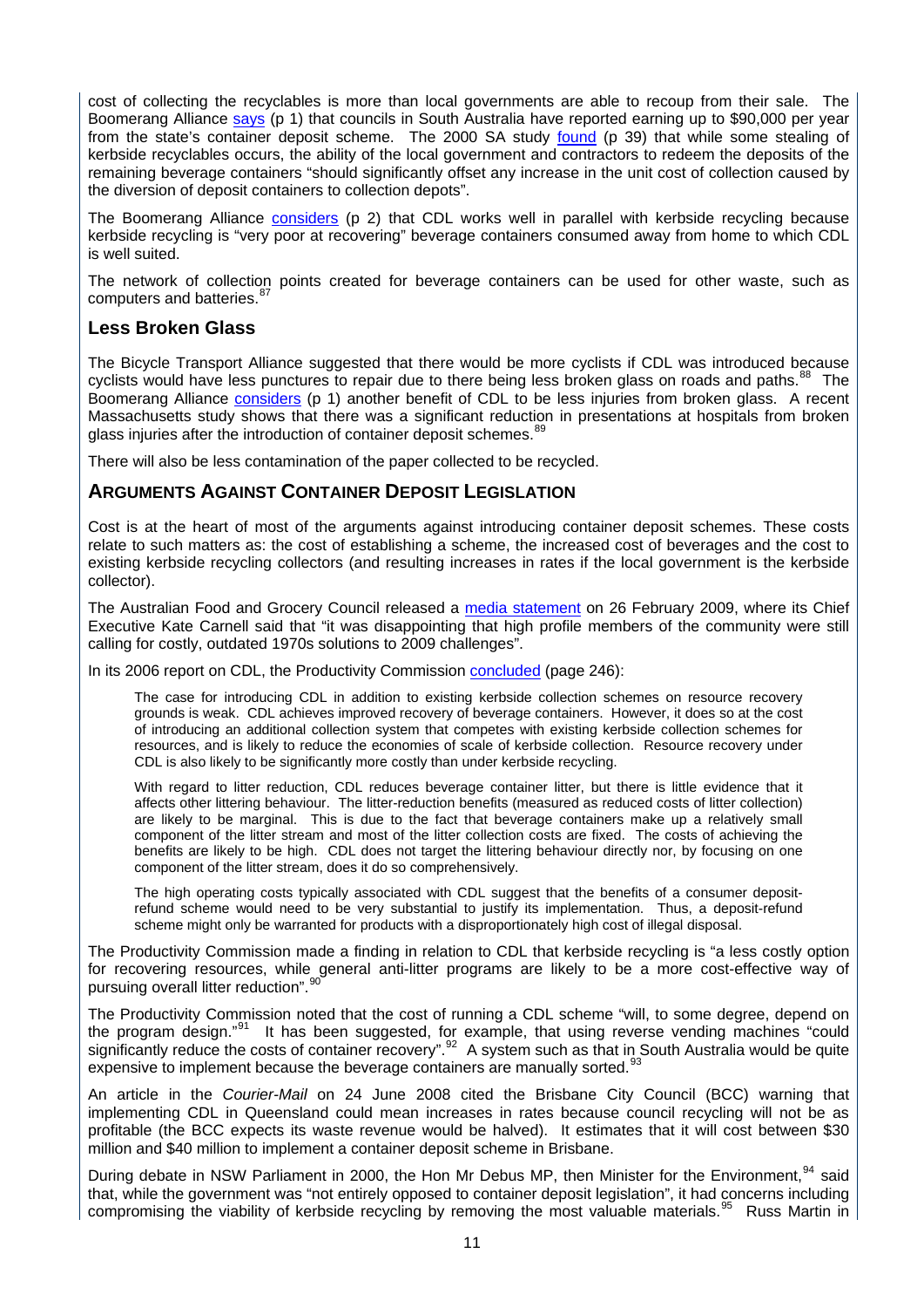cost of collecting the recyclables is more than local governments are able to recoup from their sale. The Boomerang Alliance says (p 1) that councils in South Australia have reported earning up to $90,000 per year from the state's container deposit scheme. The 2000 SA study found (p 39) that while some stealing of kerbside recyclables occurs, the ability of the local government and contractors to redeem the deposits of the remaining beverage containers "should significantly offset any increase in the unit cost of collection caused by the diversion of deposit containers to collection depots".

The Boomerang Alliance considers (p 2) that CDL works well in parallel with kerbside recycling because kerbside recycling is "very poor at recovering" beverage containers consumed away from home to which CDL is well suited.

The network of collection points created for beverage containers can be used for other waste, such as computers and batteries.[87]

## Less Broken Glass

The Bicycle Transport Alliance suggested that there would be more cyclists if CDL was introduced because cyclists would have less punctures to repair due to there being less broken glass on roads and paths.[88] The Boomerang Alliance considers (p 1) another benefit of CDL to be less injuries from broken glass. A recent Massachusetts study shows that there was a significant reduction in presentations at hospitals from broken glass injuries after the introduction of container deposit schemes.[89]

There will also be less contamination of the paper collected to be recycled.

## ARGUMENTS AGAINST CONTAINER DEPOSIT LEGISLATION

Cost is at the heart of most of the arguments against introducing container deposit schemes. These costs relate to such matters as: the cost of establishing a scheme, the increased cost of beverages and the cost to existing kerbside recycling collectors (and resulting increases in rates if the local government is the kerbside collector).

The Australian Food and Grocery Council released a media statement on 26 February 2009, where its Chief Executive Kate Carnell said that "it was disappointing that high profile members of the community were still calling for costly, outdated 1970s solutions to 2009 challenges".

In its 2006 report on CDL, the Productivity Commission concluded (page 246):

> The case for introducing CDL in addition to existing kerbside collection schemes on resource recovery grounds is weak. CDL achieves improved recovery of beverage containers. However, it does so at the cost of introducing an additional collection system that competes with existing kerbside collection schemes for resources, and is likely to reduce the economies of scale of kerbside collection. Resource recovery under CDL is also likely to be significantly more costly than under kerbside recycling.
>
> With regard to litter reduction, CDL reduces beverage container litter, but there is little evidence that it affects other littering behaviour. The litter-reduction benefits (measured as reduced costs of litter collection) are likely to be marginal. This is due to the fact that beverage containers make up a relatively small component of the litter stream and most of the litter collection costs are fixed. The costs of achieving the benefits are likely to be high. CDL does not target the littering behaviour directly nor, by focusing on one component of the litter stream, does it do so comprehensively.
>
> The high operating costs typically associated with CDL suggest that the benefits of a consumer deposit-refund scheme would need to be very substantial to justify its implementation. Thus, a deposit-refund scheme might only be warranted for products with a disproportionately high cost of illegal disposal.

The Productivity Commission made a finding in relation to CDL that kerbside recycling is "a less costly option for recovering resources, while general anti-litter programs are likely to be a more cost-effective way of pursuing overall litter reduction".[90]

The Productivity Commission noted that the cost of running a CDL scheme "will, to some degree, depend on the program design."[91] It has been suggested, for example, that using reverse vending machines "could significantly reduce the costs of container recovery".[92] A system such as that in South Australia would be quite expensive to implement because the beverage containers are manually sorted.[93]

An article in the *Courier-Mail* on 24 June 2008 cited the Brisbane City Council (BCC) warning that implementing CDL in Queensland could mean increases in rates because council recycling will not be as profitable (the BCC expects its waste revenue would be halved). It estimates that it will cost between $30 million and $40 million to implement a container deposit scheme in Brisbane.

During debate in NSW Parliament in 2000, the Hon Mr Debus MP, then Minister for the Environment,[94] said that, while the government was "not entirely opposed to container deposit legislation", it had concerns including compromising the viability of kerbside recycling by removing the most valuable materials.[95] Russ Martin in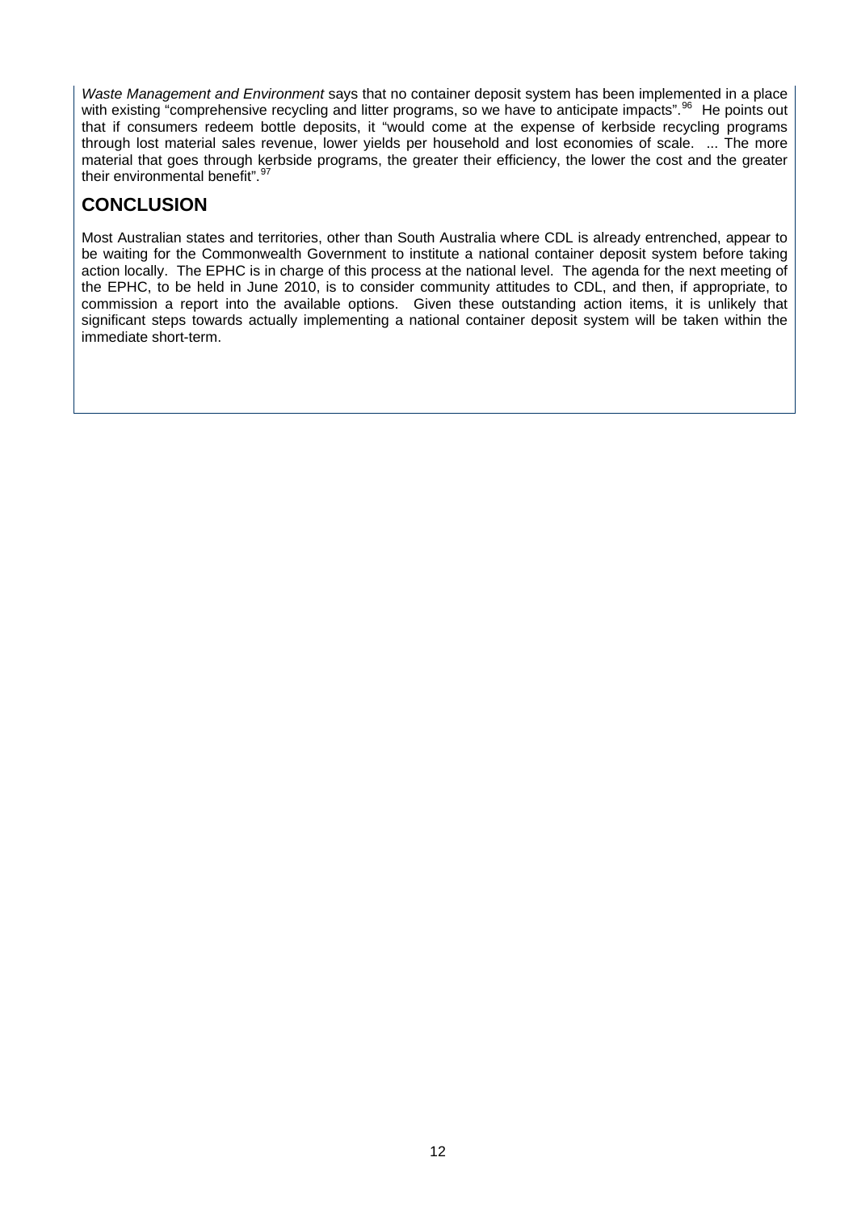*Waste Management and Environment* says that no container deposit system has been implemented in a place with existing "comprehensive recycling and litter programs, so we have to anticipate impacts".[96] He points out that if consumers redeem bottle deposits, it "would come at the expense of kerbside recycling programs through lost material sales revenue, lower yields per household and lost economies of scale. ... The more material that goes through kerbside programs, the greater their efficiency, the lower the cost and the greater their environmental benefit".[97]

## CONCLUSION

Most Australian states and territories, other than South Australia where CDL is already entrenched, appear to be waiting for the Commonwealth Government to institute a national container deposit system before taking action locally. The EPHC is in charge of this process at the national level. The agenda for the next meeting of the EPHC, to be held in June 2010, is to consider community attitudes to CDL, and then, if appropriate, to commission a report into the available options. Given these outstanding action items, it is unlikely that significant steps towards actually implementing a national container deposit system will be taken within the immediate short-term.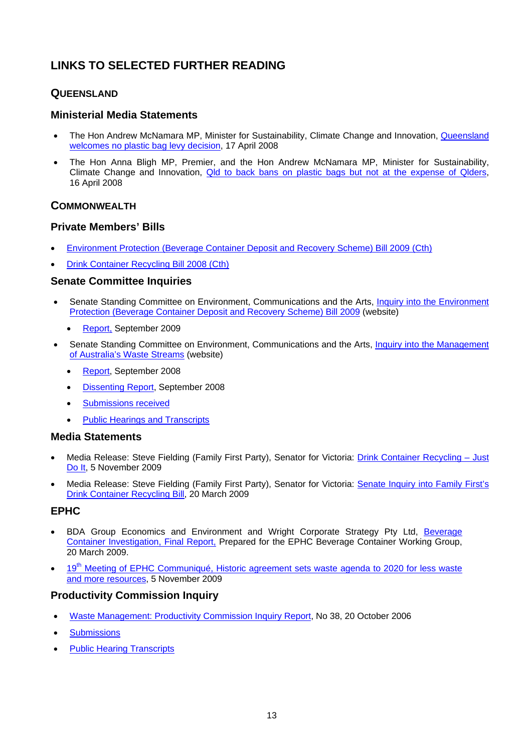# LINKS TO SELECTED FURTHER READING

## QUEENSLAND

### Ministerial Media Statements

- The Hon Andrew McNamara MP, Minister for Sustainability, Climate Change and Innovation, Queensland welcomes no plastic bag levy decision, 17 April 2008
- The Hon Anna Bligh MP, Premier, and the Hon Andrew McNamara MP, Minister for Sustainability, Climate Change and Innovation, Qld to back bans on plastic bags but not at the expense of Qlders, 16 April 2008

## COMMONWEALTH

### Private Members' Bills

- Environment Protection (Beverage Container Deposit and Recovery Scheme) Bill 2009 (Cth)
- Drink Container Recycling Bill 2008 (Cth)

### Senate Committee Inquiries

- Senate Standing Committee on Environment, Communications and the Arts, Inquiry into the Environment Protection (Beverage Container Deposit and Recovery Scheme) Bill 2009 (website)
  - Report, September 2009
- Senate Standing Committee on Environment, Communications and the Arts, Inquiry into the Management of Australia's Waste Streams (website)
  - Report, September 2008
  - Dissenting Report, September 2008
  - Submissions received
  - Public Hearings and Transcripts

### Media Statements

- Media Release: Steve Fielding (Family First Party), Senator for Victoria: Drink Container Recycling – Just Do It, 5 November 2009
- Media Release: Steve Fielding (Family First Party), Senator for Victoria: Senate Inquiry into Family First's Drink Container Recycling Bill, 20 March 2009

### EPHC

- BDA Group Economics and Environment and Wright Corporate Strategy Pty Ltd, Beverage Container Investigation, Final Report, Prepared for the EPHC Beverage Container Working Group, 20 March 2009.
- 19th Meeting of EPHC Communiqué, Historic agreement sets waste agenda to 2020 for less waste and more resources, 5 November 2009

### Productivity Commission Inquiry

- Waste Management: Productivity Commission Inquiry Report, No 38, 20 October 2006
- Submissions
- Public Hearing Transcripts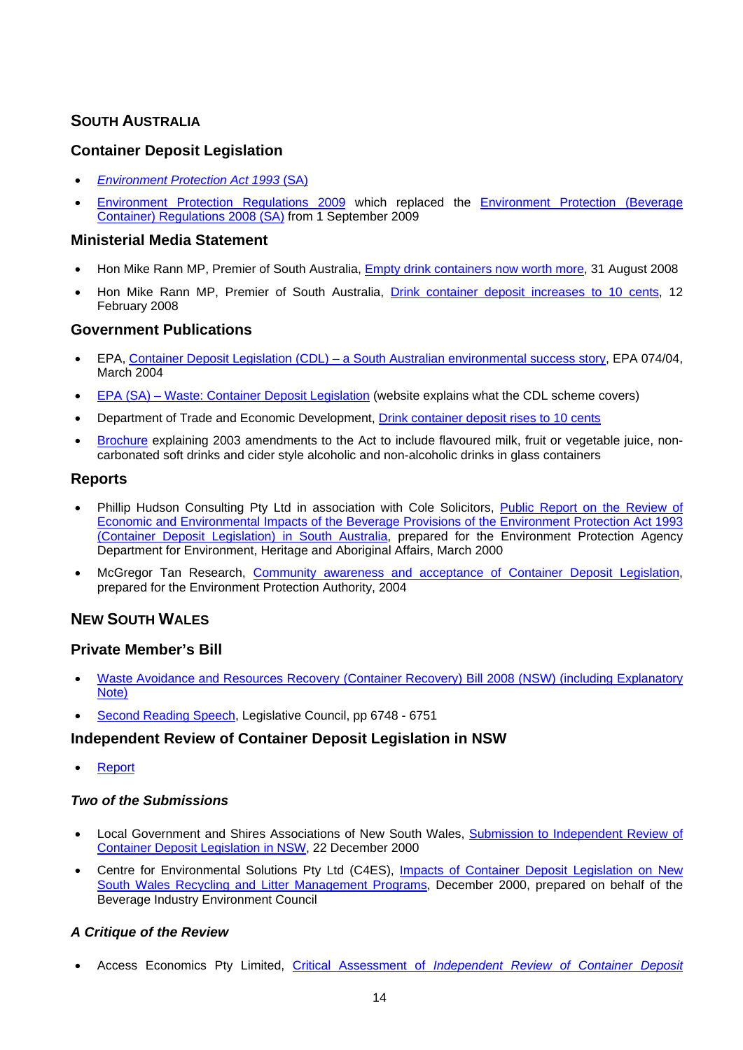## South Australia

### Container Deposit Legislation

- *Environment Protection Act 1993* (SA)
- Environment Protection Regulations 2009 which replaced the Environment Protection (Beverage Container) Regulations 2008 (SA) from 1 September 2009

### Ministerial Media Statement

- Hon Mike Rann MP, Premier of South Australia, Empty drink containers now worth more, 31 August 2008
- Hon Mike Rann MP, Premier of South Australia, Drink container deposit increases to 10 cents, 12 February 2008

### Government Publications

- EPA, Container Deposit Legislation (CDL) – a South Australian environmental success story, EPA 074/04, March 2004
- EPA (SA) – Waste: Container Deposit Legislation (website explains what the CDL scheme covers)
- Department of Trade and Economic Development, Drink container deposit rises to 10 cents
- Brochure explaining 2003 amendments to the Act to include flavoured milk, fruit or vegetable juice, non-carbonated soft drinks and cider style alcoholic and non-alcoholic drinks in glass containers

### Reports

- Phillip Hudson Consulting Pty Ltd in association with Cole Solicitors, Public Report on the Review of Economic and Environmental Impacts of the Beverage Provisions of the Environment Protection Act 1993 (Container Deposit Legislation) in South Australia, prepared for the Environment Protection Agency Department for Environment, Heritage and Aboriginal Affairs, March 2000
- McGregor Tan Research, Community awareness and acceptance of Container Deposit Legislation, prepared for the Environment Protection Authority, 2004

## New South Wales

### Private Member's Bill

- Waste Avoidance and Resources Recovery (Container Recovery) Bill 2008 (NSW) (including Explanatory Note)
- Second Reading Speech, Legislative Council, pp 6748 - 6751

### Independent Review of Container Deposit Legislation in NSW

- Report

#### *Two of the Submissions*

- Local Government and Shires Associations of New South Wales, Submission to Independent Review of Container Deposit Legislation in NSW, 22 December 2000
- Centre for Environmental Solutions Pty Ltd (C4ES), Impacts of Container Deposit Legislation on New South Wales Recycling and Litter Management Programs, December 2000, prepared on behalf of the Beverage Industry Environment Council

#### *A Critique of the Review*

- Access Economics Pty Limited, Critical Assessment of *Independent Review of Container Deposit*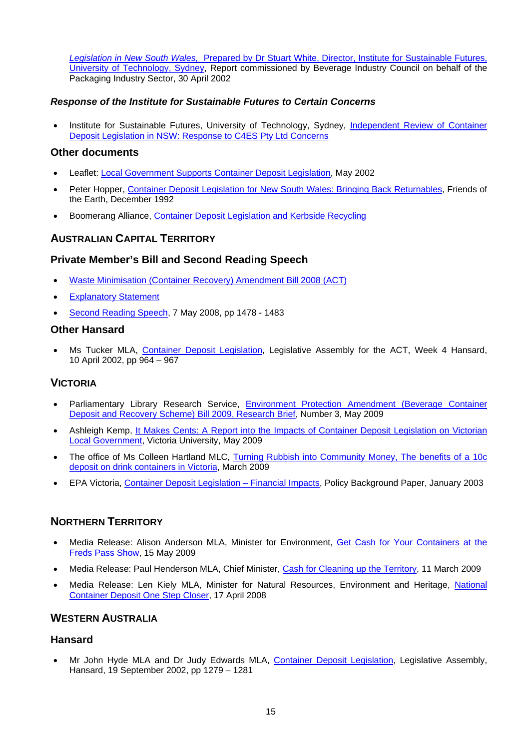*Legislation in New South Wales,* Prepared by Dr Stuart White, Director, Institute for Sustainable Futures, University of Technology, Sydney, Report commissioned by Beverage Industry Council on behalf of the Packaging Industry Sector, 30 April 2002

### *Response of the Institute for Sustainable Futures to Certain Concerns*

- Institute for Sustainable Futures, University of Technology, Sydney, Independent Review of Container Deposit Legislation in NSW: Response to C4ES Pty Ltd Concerns

### Other documents

- Leaflet: Local Government Supports Container Deposit Legislation, May 2002
- Peter Hopper, Container Deposit Legislation for New South Wales: Bringing Back Returnables, Friends of the Earth, December 1992
- Boomerang Alliance, Container Deposit Legislation and Kerbside Recycling

## AUSTRALIAN CAPITAL TERRITORY

### Private Member's Bill and Second Reading Speech

- Waste Minimisation (Container Recovery) Amendment Bill 2008 (ACT)
- Explanatory Statement
- Second Reading Speech, 7 May 2008, pp 1478 - 1483

### Other Hansard

- Ms Tucker MLA, Container Deposit Legislation, Legislative Assembly for the ACT, Week 4 Hansard, 10 April 2002, pp 964 – 967

## VICTORIA

- Parliamentary Library Research Service, Environment Protection Amendment (Beverage Container Deposit and Recovery Scheme) Bill 2009, Research Brief, Number 3, May 2009
- Ashleigh Kemp, It Makes Cents: A Report into the Impacts of Container Deposit Legislation on Victorian Local Government, Victoria University, May 2009
- The office of Ms Colleen Hartland MLC, Turning Rubbish into Community Money, The benefits of a 10c deposit on drink containers in Victoria, March 2009
- EPA Victoria, Container Deposit Legislation – Financial Impacts, Policy Background Paper, January 2003

## NORTHERN TERRITORY

- Media Release: Alison Anderson MLA, Minister for Environment, Get Cash for Your Containers at the Freds Pass Show, 15 May 2009
- Media Release: Paul Henderson MLA, Chief Minister, Cash for Cleaning up the Territory, 11 March 2009
- Media Release: Len Kiely MLA, Minister for Natural Resources, Environment and Heritage, National Container Deposit One Step Closer, 17 April 2008

## WESTERN AUSTRALIA

### Hansard

- Mr John Hyde MLA and Dr Judy Edwards MLA, Container Deposit Legislation, Legislative Assembly, Hansard, 19 September 2002, pp 1279 – 1281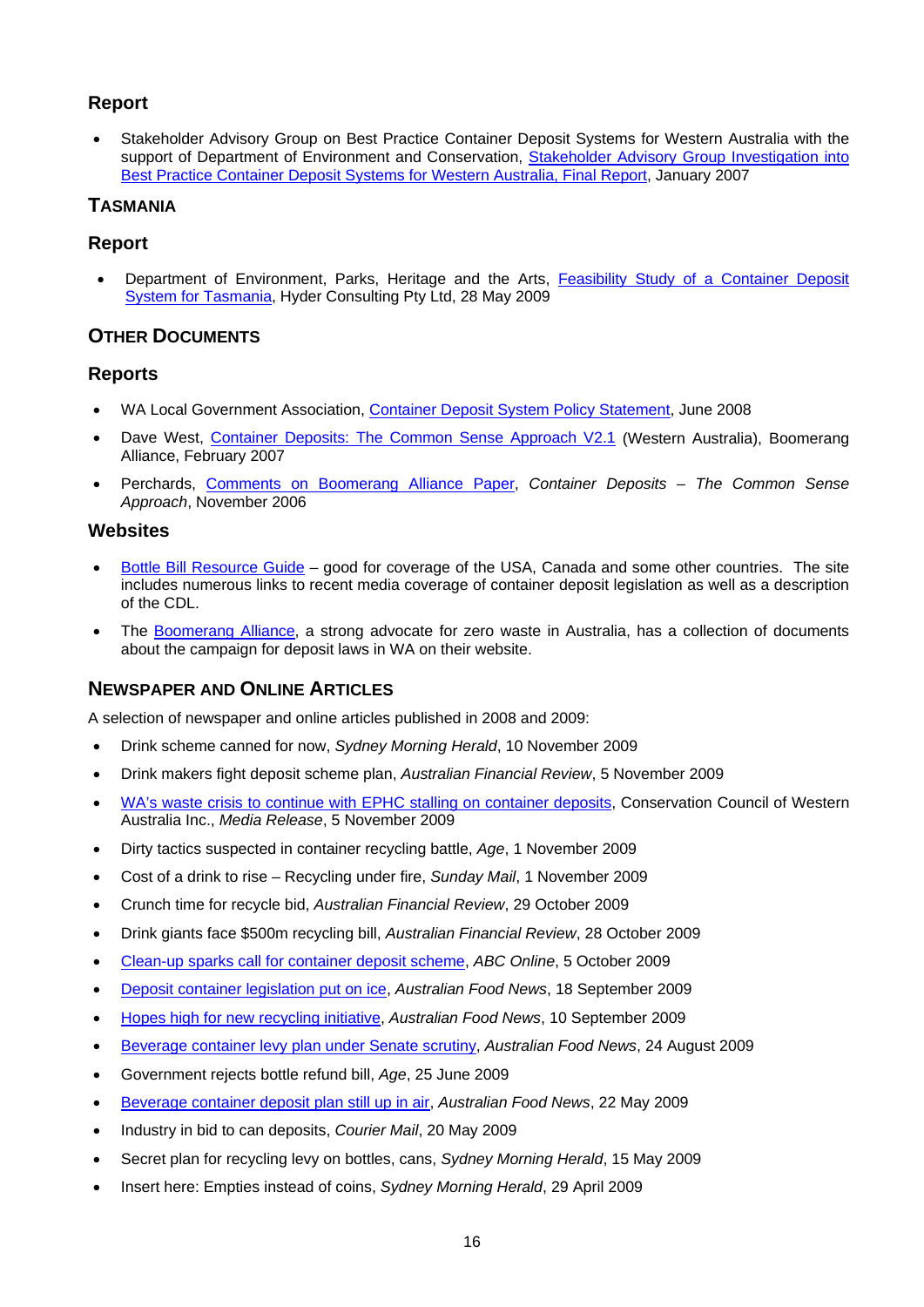### Report

- Stakeholder Advisory Group on Best Practice Container Deposit Systems for Western Australia with the support of Department of Environment and Conservation, Stakeholder Advisory Group Investigation into Best Practice Container Deposit Systems for Western Australia, Final Report, January 2007

## TASMANIA

### Report

- Department of Environment, Parks, Heritage and the Arts, Feasibility Study of a Container Deposit System for Tasmania, Hyder Consulting Pty Ltd, 28 May 2009

## OTHER DOCUMENTS

### Reports

- WA Local Government Association, Container Deposit System Policy Statement, June 2008
- Dave West, Container Deposits: The Common Sense Approach V2.1 (Western Australia), Boomerang Alliance, February 2007
- Perchards, Comments on Boomerang Alliance Paper, *Container Deposits – The Common Sense Approach*, November 2006

### Websites

- Bottle Bill Resource Guide – good for coverage of the USA, Canada and some other countries. The site includes numerous links to recent media coverage of container deposit legislation as well as a description of the CDL.
- The Boomerang Alliance, a strong advocate for zero waste in Australia, has a collection of documents about the campaign for deposit laws in WA on their website.

## NEWSPAPER AND ONLINE ARTICLES

A selection of newspaper and online articles published in 2008 and 2009:

- Drink scheme canned for now, *Sydney Morning Herald*, 10 November 2009
- Drink makers fight deposit scheme plan, *Australian Financial Review*, 5 November 2009
- WA's waste crisis to continue with EPHC stalling on container deposits, Conservation Council of Western Australia Inc., *Media Release*, 5 November 2009
- Dirty tactics suspected in container recycling battle, *Age*, 1 November 2009
- Cost of a drink to rise – Recycling under fire, *Sunday Mail*, 1 November 2009
- Crunch time for recycle bid, *Australian Financial Review*, 29 October 2009
- Drink giants face $500m recycling bill, *Australian Financial Review*, 28 October 2009
- Clean-up sparks call for container deposit scheme, *ABC Online*, 5 October 2009
- Deposit container legislation put on ice, *Australian Food News*, 18 September 2009
- Hopes high for new recycling initiative, *Australian Food News*, 10 September 2009
- Beverage container levy plan under Senate scrutiny, *Australian Food News*, 24 August 2009
- Government rejects bottle refund bill, *Age*, 25 June 2009
- Beverage container deposit plan still up in air, *Australian Food News*, 22 May 2009
- Industry in bid to can deposits, *Courier Mail*, 20 May 2009
- Secret plan for recycling levy on bottles, cans, *Sydney Morning Herald*, 15 May 2009
- Insert here: Empties instead of coins, *Sydney Morning Herald*, 29 April 2009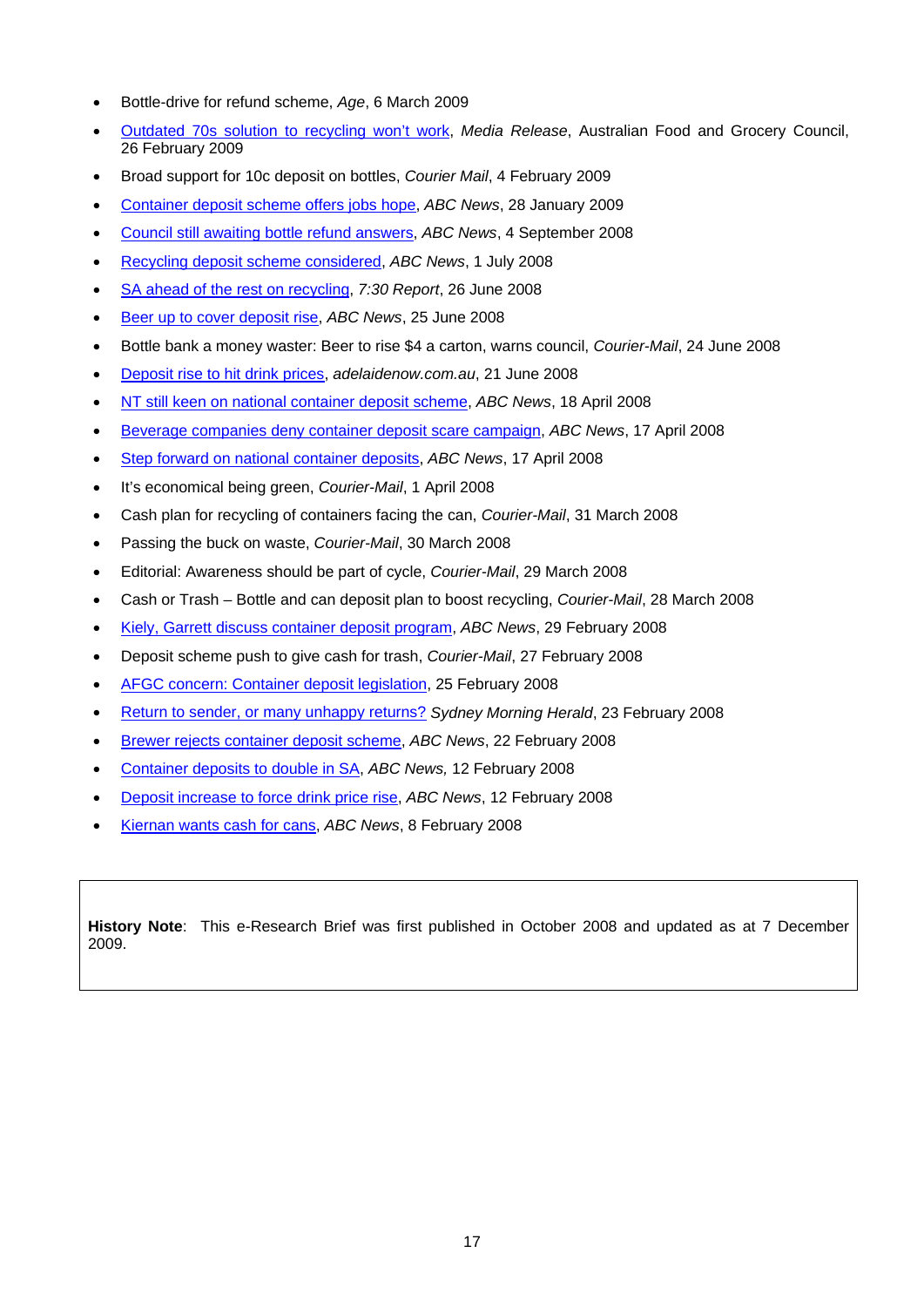- Bottle-drive for refund scheme, *Age*, 6 March 2009
- Outdated 70s solution to recycling won't work, *Media Release*, Australian Food and Grocery Council, 26 February 2009
- Broad support for 10c deposit on bottles, *Courier Mail*, 4 February 2009
- Container deposit scheme offers jobs hope, *ABC News*, 28 January 2009
- Council still awaiting bottle refund answers, *ABC News*, 4 September 2008
- Recycling deposit scheme considered, *ABC News*, 1 July 2008
- SA ahead of the rest on recycling, *7:30 Report*, 26 June 2008
- Beer up to cover deposit rise, *ABC News*, 25 June 2008
- Bottle bank a money waster: Beer to rise $4 a carton, warns council, *Courier-Mail*, 24 June 2008
- Deposit rise to hit drink prices, *adelaidenow.com.au*, 21 June 2008
- NT still keen on national container deposit scheme, *ABC News*, 18 April 2008
- Beverage companies deny container deposit scare campaign, *ABC News*, 17 April 2008
- Step forward on national container deposits, *ABC News*, 17 April 2008
- It's economical being green, *Courier-Mail*, 1 April 2008
- Cash plan for recycling of containers facing the can, *Courier-Mail*, 31 March 2008
- Passing the buck on waste, *Courier-Mail*, 30 March 2008
- Editorial: Awareness should be part of cycle, *Courier-Mail*, 29 March 2008
- Cash or Trash – Bottle and can deposit plan to boost recycling, *Courier-Mail*, 28 March 2008
- Kiely, Garrett discuss container deposit program, *ABC News*, 29 February 2008
- Deposit scheme push to give cash for trash, *Courier-Mail*, 27 February 2008
- AFGC concern: Container deposit legislation, 25 February 2008
- Return to sender, or many unhappy returns? *Sydney Morning Herald*, 23 February 2008
- Brewer rejects container deposit scheme, *ABC News*, 22 February 2008
- Container deposits to double in SA, *ABC News,* 12 February 2008
- Deposit increase to force drink price rise, *ABC News*, 12 February 2008
- Kiernan wants cash for cans, *ABC News*, 8 February 2008

**History Note**: This e-Research Brief was first published in October 2008 and updated as at 7 December 2009.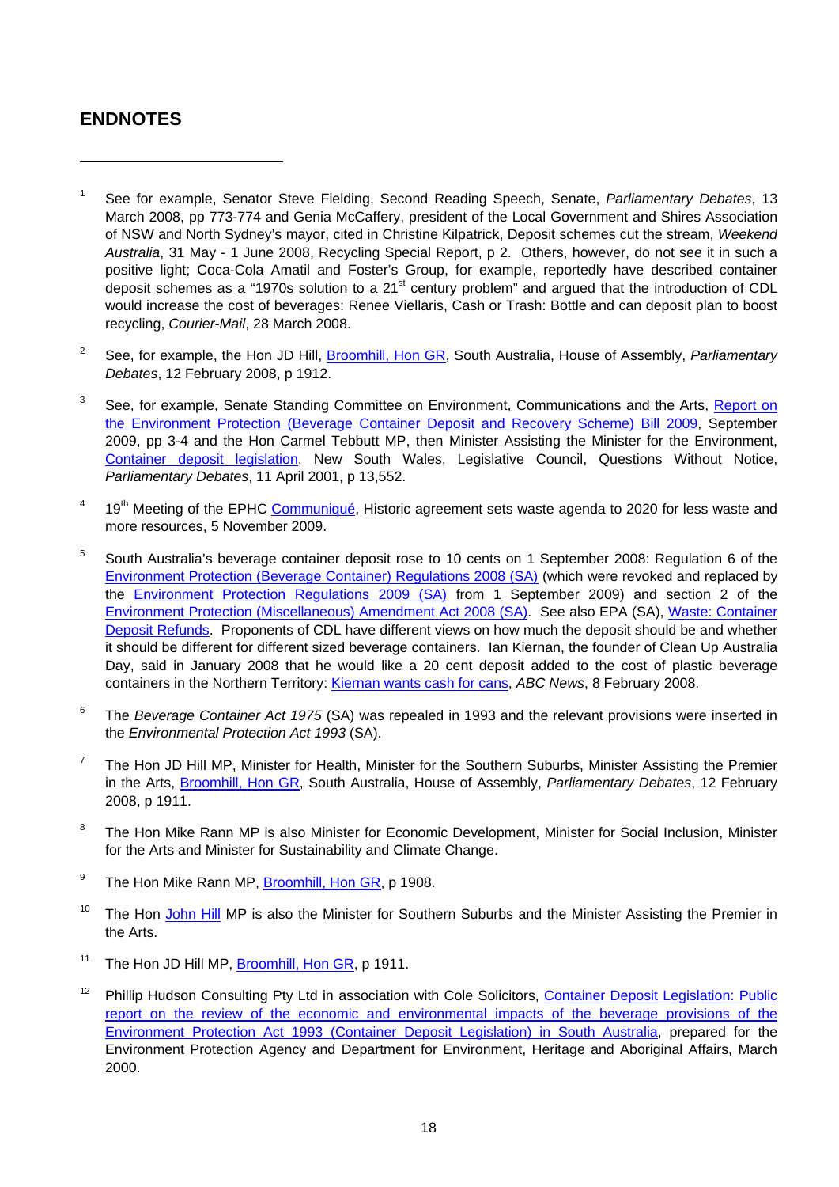## ENDNOTES

1. See for example, Senator Steve Fielding, Second Reading Speech, Senate, *Parliamentary Debates*, 13 March 2008, pp 773-774 and Genia McCaffery, president of the Local Government and Shires Association of NSW and North Sydney's mayor, cited in Christine Kilpatrick, Deposit schemes cut the stream, *Weekend Australia*, 31 May - 1 June 2008, Recycling Special Report, p 2. Others, however, do not see it in such a positive light; Coca-Cola Amatil and Foster's Group, for example, reportedly have described container deposit schemes as a "1970s solution to a 21st century problem" and argued that the introduction of CDL would increase the cost of beverages: Renee Viellaris, Cash or Trash: Bottle and can deposit plan to boost recycling, *Courier-Mail*, 28 March 2008.

2. See, for example, the Hon JD Hill, Broomhill, Hon GR, South Australia, House of Assembly, *Parliamentary Debates*, 12 February 2008, p 1912.

3. See, for example, Senate Standing Committee on Environment, Communications and the Arts, Report on the Environment Protection (Beverage Container Deposit and Recovery Scheme) Bill 2009, September 2009, pp 3-4 and the Hon Carmel Tebbutt MP, then Minister Assisting the Minister for the Environment, Container deposit legislation, New South Wales, Legislative Council, Questions Without Notice, *Parliamentary Debates*, 11 April 2001, p 13,552.

4. 19th Meeting of the EPHC Communiqué, Historic agreement sets waste agenda to 2020 for less waste and more resources, 5 November 2009.

5. South Australia's beverage container deposit rose to 10 cents on 1 September 2008: Regulation 6 of the Environment Protection (Beverage Container) Regulations 2008 (SA) (which were revoked and replaced by the Environment Protection Regulations 2009 (SA) from 1 September 2009) and section 2 of the Environment Protection (Miscellaneous) Amendment Act 2008 (SA). See also EPA (SA), Waste: Container Deposit Refunds. Proponents of CDL have different views on how much the deposit should be and whether it should be different for different sized beverage containers. Ian Kiernan, the founder of Clean Up Australia Day, said in January 2008 that he would like a 20 cent deposit added to the cost of plastic beverage containers in the Northern Territory: Kiernan wants cash for cans, *ABC News*, 8 February 2008.

6. The *Beverage Container Act 1975* (SA) was repealed in 1993 and the relevant provisions were inserted in the *Environmental Protection Act 1993* (SA).

7. The Hon JD Hill MP, Minister for Health, Minister for the Southern Suburbs, Minister Assisting the Premier in the Arts, Broomhill, Hon GR, South Australia, House of Assembly, *Parliamentary Debates*, 12 February 2008, p 1911.

8. The Hon Mike Rann MP is also Minister for Economic Development, Minister for Social Inclusion, Minister for the Arts and Minister for Sustainability and Climate Change.

9. The Hon Mike Rann MP, Broomhill, Hon GR, p 1908.

10. The Hon John Hill MP is also the Minister for Southern Suburbs and the Minister Assisting the Premier in the Arts.

11. The Hon JD Hill MP, Broomhill, Hon GR, p 1911.

12. Phillip Hudson Consulting Pty Ltd in association with Cole Solicitors, Container Deposit Legislation: Public report on the review of the economic and environmental impacts of the beverage provisions of the Environment Protection Act 1993 (Container Deposit Legislation) in South Australia, prepared for the Environment Protection Agency and Department for Environment, Heritage and Aboriginal Affairs, March 2000.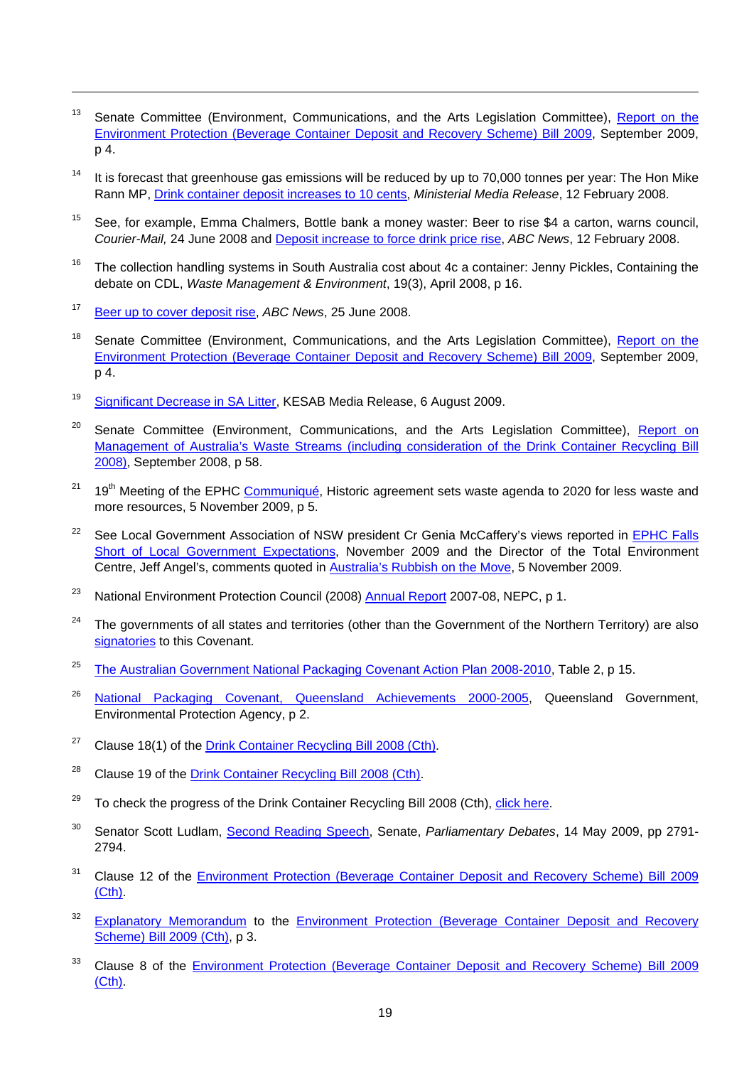[13] Senate Committee (Environment, Communications, and the Arts Legislation Committee), Report on the Environment Protection (Beverage Container Deposit and Recovery Scheme) Bill 2009, September 2009, p 4.

[14] It is forecast that greenhouse gas emissions will be reduced by up to 70,000 tonnes per year: The Hon Mike Rann MP, Drink container deposit increases to 10 cents, *Ministerial Media Release*, 12 February 2008.

[15] See, for example, Emma Chalmers, Bottle bank a money waster: Beer to rise $4 a carton, warns council, *Courier-Mail,* 24 June 2008 and Deposit increase to force drink price rise, *ABC News*, 12 February 2008.

[16] The collection handling systems in South Australia cost about 4c a container: Jenny Pickles, Containing the debate on CDL, *Waste Management & Environment*, 19(3), April 2008, p 16.

[17] Beer up to cover deposit rise, *ABC News*, 25 June 2008.

[18] Senate Committee (Environment, Communications, and the Arts Legislation Committee), Report on the Environment Protection (Beverage Container Deposit and Recovery Scheme) Bill 2009, September 2009, p 4.

[19] Significant Decrease in SA Litter, KESAB Media Release, 6 August 2009.

[20] Senate Committee (Environment, Communications, and the Arts Legislation Committee), Report on Management of Australia's Waste Streams (including consideration of the Drink Container Recycling Bill 2008), September 2008, p 58.

[21] 19th Meeting of the EPHC Communiqué, Historic agreement sets waste agenda to 2020 for less waste and more resources, 5 November 2009, p 5.

[22] See Local Government Association of NSW president Cr Genia McCaffery's views reported in EPHC Falls Short of Local Government Expectations, November 2009 and the Director of the Total Environment Centre, Jeff Angel's, comments quoted in Australia's Rubbish on the Move, 5 November 2009.

[23] National Environment Protection Council (2008) Annual Report 2007-08, NEPC, p 1.

[24] The governments of all states and territories (other than the Government of the Northern Territory) are also signatories to this Covenant.

[25] The Australian Government National Packaging Covenant Action Plan 2008-2010, Table 2, p 15.

[26] National Packaging Covenant, Queensland Achievements 2000-2005, Queensland Government, Environmental Protection Agency, p 2.

[27] Clause 18(1) of the Drink Container Recycling Bill 2008 (Cth).

[28] Clause 19 of the Drink Container Recycling Bill 2008 (Cth).

[29] To check the progress of the Drink Container Recycling Bill 2008 (Cth), click here.

[30] Senator Scott Ludlam, Second Reading Speech, Senate, *Parliamentary Debates*, 14 May 2009, pp 2791-2794.

[31] Clause 12 of the Environment Protection (Beverage Container Deposit and Recovery Scheme) Bill 2009 (Cth).

[32] Explanatory Memorandum to the Environment Protection (Beverage Container Deposit and Recovery Scheme) Bill 2009 (Cth), p 3.

[33] Clause 8 of the Environment Protection (Beverage Container Deposit and Recovery Scheme) Bill 2009 (Cth).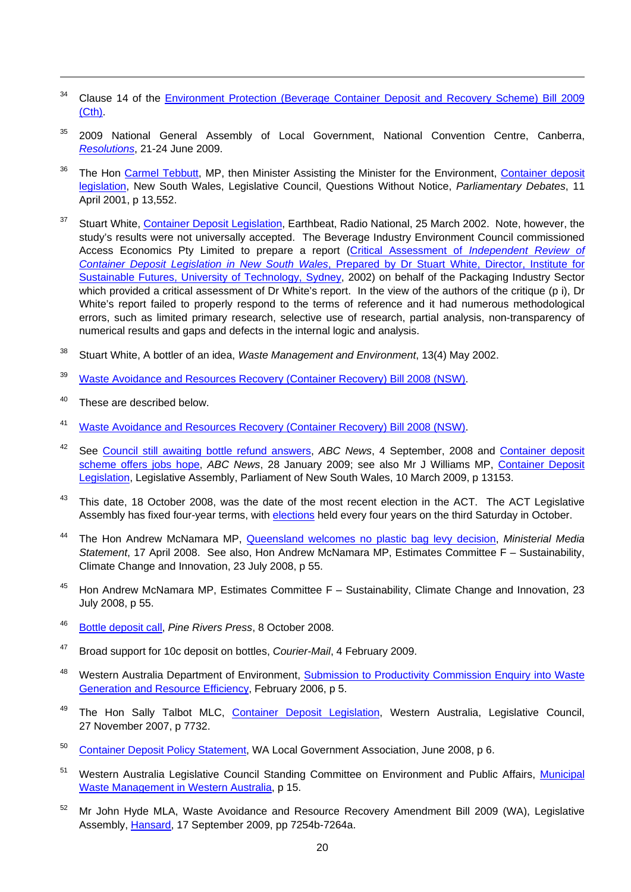[34] Clause 14 of the Environment Protection (Beverage Container Deposit and Recovery Scheme) Bill 2009 (Cth).

[35] 2009 National General Assembly of Local Government, National Convention Centre, Canberra, *Resolutions*, 21-24 June 2009.

[36] The Hon Carmel Tebbutt, MP, then Minister Assisting the Minister for the Environment, Container deposit legislation, New South Wales, Legislative Council, Questions Without Notice, *Parliamentary Debates*, 11 April 2001, p 13,552.

[37] Stuart White, Container Deposit Legislation, Earthbeat, Radio National, 25 March 2002. Note, however, the study's results were not universally accepted. The Beverage Industry Environment Council commissioned Access Economics Pty Limited to prepare a report (Critical Assessment of *Independent Review of Container Deposit Legislation in New South Wales*, Prepared by Dr Stuart White, Director, Institute for Sustainable Futures, University of Technology, Sydney, 2002) on behalf of the Packaging Industry Sector which provided a critical assessment of Dr White's report. In the view of the authors of the critique (p i), Dr White's report failed to properly respond to the terms of reference and it had numerous methodological errors, such as limited primary research, selective use of research, partial analysis, non-transparency of numerical results and gaps and defects in the internal logic and analysis.

[38] Stuart White, A bottler of an idea, *Waste Management and Environment*, 13(4) May 2002.

[39] Waste Avoidance and Resources Recovery (Container Recovery) Bill 2008 (NSW).

[40] These are described below.

[41] Waste Avoidance and Resources Recovery (Container Recovery) Bill 2008 (NSW).

[42] See Council still awaiting bottle refund answers, *ABC News*, 4 September, 2008 and Container deposit scheme offers jobs hope, *ABC News*, 28 January 2009; see also Mr J Williams MP, Container Deposit Legislation, Legislative Assembly, Parliament of New South Wales, 10 March 2009, p 13153.

[43] This date, 18 October 2008, was the date of the most recent election in the ACT. The ACT Legislative Assembly has fixed four-year terms, with elections held every four years on the third Saturday in October.

[44] The Hon Andrew McNamara MP, Queensland welcomes no plastic bag levy decision, *Ministerial Media Statement*, 17 April 2008. See also, Hon Andrew McNamara MP, Estimates Committee F – Sustainability, Climate Change and Innovation, 23 July 2008, p 55.

[45] Hon Andrew McNamara MP, Estimates Committee F – Sustainability, Climate Change and Innovation, 23 July 2008, p 55.

[46] Bottle deposit call, *Pine Rivers Press*, 8 October 2008.

[47] Broad support for 10c deposit on bottles, *Courier-Mail*, 4 February 2009.

[48] Western Australia Department of Environment, Submission to Productivity Commission Enquiry into Waste Generation and Resource Efficiency, February 2006, p 5.

[49] The Hon Sally Talbot MLC, Container Deposit Legislation, Western Australia, Legislative Council, 27 November 2007, p 7732.

[50] Container Deposit Policy Statement, WA Local Government Association, June 2008, p 6.

[51] Western Australia Legislative Council Standing Committee on Environment and Public Affairs, Municipal Waste Management in Western Australia, p 15.

[52] Mr John Hyde MLA, Waste Avoidance and Resource Recovery Amendment Bill 2009 (WA), Legislative Assembly, Hansard, 17 September 2009, pp 7254b-7264a.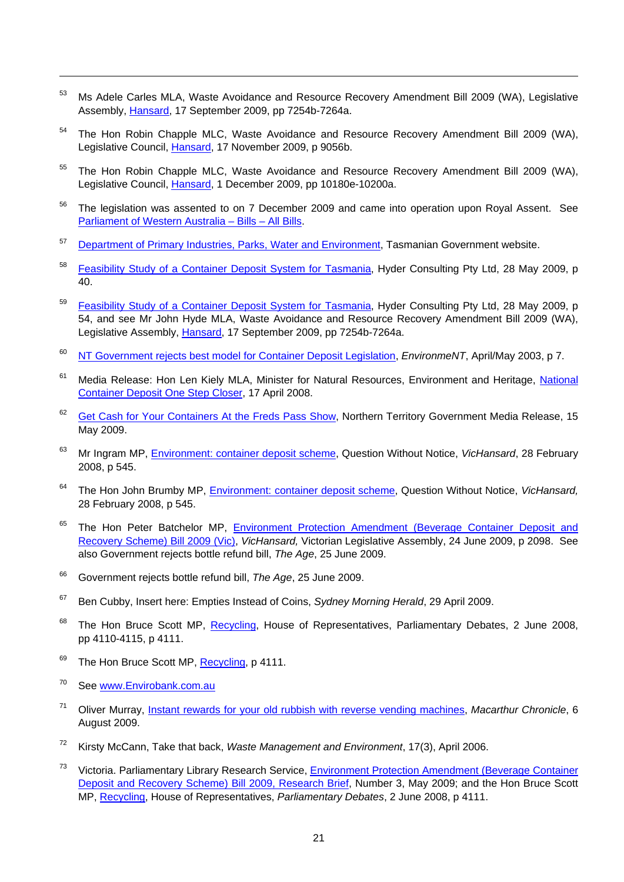[53] Ms Adele Carles MLA, Waste Avoidance and Resource Recovery Amendment Bill 2009 (WA), Legislative Assembly, Hansard, 17 September 2009, pp 7254b-7264a.

[54] The Hon Robin Chapple MLC, Waste Avoidance and Resource Recovery Amendment Bill 2009 (WA), Legislative Council, Hansard, 17 November 2009, p 9056b.

[55] The Hon Robin Chapple MLC, Waste Avoidance and Resource Recovery Amendment Bill 2009 (WA), Legislative Council, Hansard, 1 December 2009, pp 10180e-10200a.

[56] The legislation was assented to on 7 December 2009 and came into operation upon Royal Assent. See Parliament of Western Australia – Bills – All Bills.

[57] Department of Primary Industries, Parks, Water and Environment, Tasmanian Government website.

[58] Feasibility Study of a Container Deposit System for Tasmania, Hyder Consulting Pty Ltd, 28 May 2009, p 40.

[59] Feasibility Study of a Container Deposit System for Tasmania, Hyder Consulting Pty Ltd, 28 May 2009, p 54, and see Mr John Hyde MLA, Waste Avoidance and Resource Recovery Amendment Bill 2009 (WA), Legislative Assembly, Hansard, 17 September 2009, pp 7254b-7264a.

[60] NT Government rejects best model for Container Deposit Legislation, *EnvironmeNT*, April/May 2003, p 7.

[61] Media Release: Hon Len Kiely MLA, Minister for Natural Resources, Environment and Heritage, National Container Deposit One Step Closer, 17 April 2008.

[62] Get Cash for Your Containers At the Freds Pass Show, Northern Territory Government Media Release, 15 May 2009.

[63] Mr Ingram MP, Environment: container deposit scheme, Question Without Notice, *VicHansard*, 28 February 2008, p 545.

[64] The Hon John Brumby MP, Environment: container deposit scheme, Question Without Notice, *VicHansard,* 28 February 2008, p 545.

[65] The Hon Peter Batchelor MP, Environment Protection Amendment (Beverage Container Deposit and Recovery Scheme) Bill 2009 (Vic), *VicHansard,* Victorian Legislative Assembly, 24 June 2009, p 2098. See also Government rejects bottle refund bill, *The Age*, 25 June 2009.

[66] Government rejects bottle refund bill, *The Age*, 25 June 2009.

[67] Ben Cubby, Insert here: Empties Instead of Coins, *Sydney Morning Herald*, 29 April 2009.

[68] The Hon Bruce Scott MP, Recycling, House of Representatives, Parliamentary Debates, 2 June 2008, pp 4110-4115, p 4111.

[69] The Hon Bruce Scott MP, Recycling, p 4111.

[70] See www.Envirobank.com.au

[71] Oliver Murray, Instant rewards for your old rubbish with reverse vending machines, *Macarthur Chronicle*, 6 August 2009.

[72] Kirsty McCann, Take that back, *Waste Management and Environment*, 17(3), April 2006.

[73] Victoria. Parliamentary Library Research Service, Environment Protection Amendment (Beverage Container Deposit and Recovery Scheme) Bill 2009, Research Brief, Number 3, May 2009; and the Hon Bruce Scott MP, Recycling, House of Representatives, *Parliamentary Debates*, 2 June 2008, p 4111.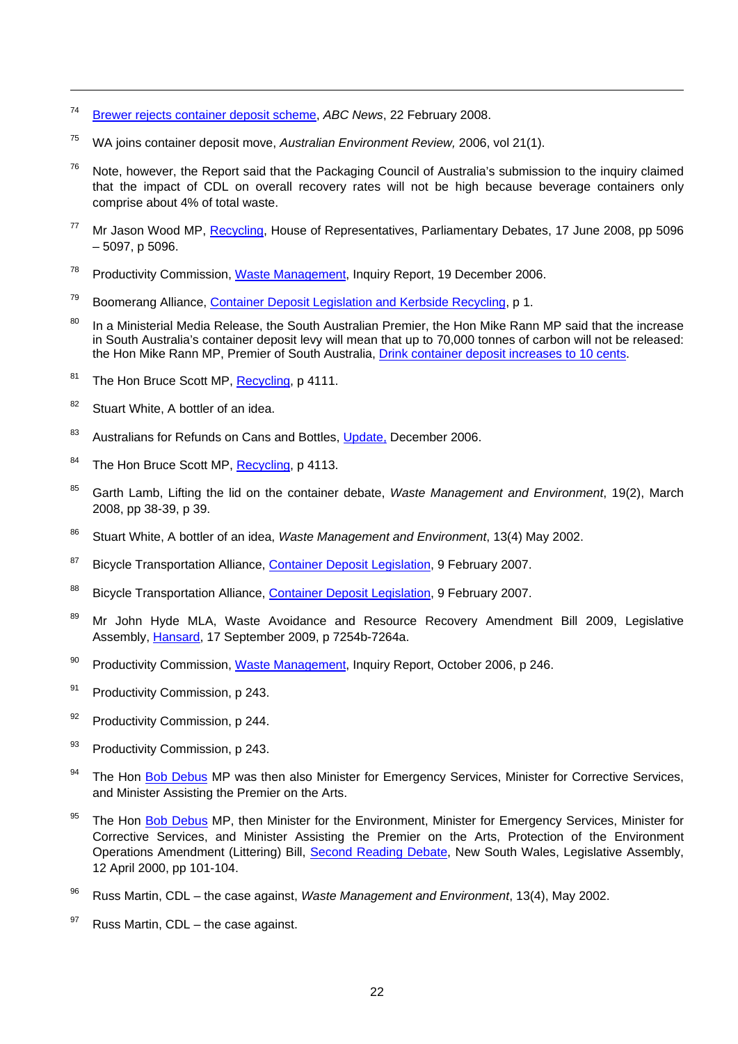[74] Brewer rejects container deposit scheme, *ABC News*, 22 February 2008.

[75] WA joins container deposit move, *Australian Environment Review,* 2006, vol 21(1).

[76] Note, however, the Report said that the Packaging Council of Australia's submission to the inquiry claimed that the impact of CDL on overall recovery rates will not be high because beverage containers only comprise about 4% of total waste.

[77] Mr Jason Wood MP, Recycling, House of Representatives, Parliamentary Debates, 17 June 2008, pp 5096 – 5097, p 5096.

[78] Productivity Commission, Waste Management, Inquiry Report, 19 December 2006.

[79] Boomerang Alliance, Container Deposit Legislation and Kerbside Recycling, p 1.

[80] In a Ministerial Media Release, the South Australian Premier, the Hon Mike Rann MP said that the increase in South Australia's container deposit levy will mean that up to 70,000 tonnes of carbon will not be released: the Hon Mike Rann MP, Premier of South Australia, Drink container deposit increases to 10 cents.

[81] The Hon Bruce Scott MP, Recycling, p 4111.

[82] Stuart White, A bottler of an idea.

[83] Australians for Refunds on Cans and Bottles, Update, December 2006.

[84] The Hon Bruce Scott MP, Recycling, p 4113.

[85] Garth Lamb, Lifting the lid on the container debate, *Waste Management and Environment*, 19(2), March 2008, pp 38-39, p 39.

[86] Stuart White, A bottler of an idea, *Waste Management and Environment*, 13(4) May 2002.

[87] Bicycle Transportation Alliance, Container Deposit Legislation, 9 February 2007.

[88] Bicycle Transportation Alliance, Container Deposit Legislation, 9 February 2007.

[89] Mr John Hyde MLA, Waste Avoidance and Resource Recovery Amendment Bill 2009, Legislative Assembly, Hansard, 17 September 2009, p 7254b-7264a.

[90] Productivity Commission, Waste Management, Inquiry Report, October 2006, p 246.

[91] Productivity Commission, p 243.

[92] Productivity Commission, p 244.

[93] Productivity Commission, p 243.

[94] The Hon Bob Debus MP was then also Minister for Emergency Services, Minister for Corrective Services, and Minister Assisting the Premier on the Arts.

[95] The Hon Bob Debus MP, then Minister for the Environment, Minister for Emergency Services, Minister for Corrective Services, and Minister Assisting the Premier on the Arts, Protection of the Environment Operations Amendment (Littering) Bill, Second Reading Debate, New South Wales, Legislative Assembly, 12 April 2000, pp 101-104.

[96] Russ Martin, CDL – the case against, *Waste Management and Environment*, 13(4), May 2002.

[97] Russ Martin, CDL – the case against.